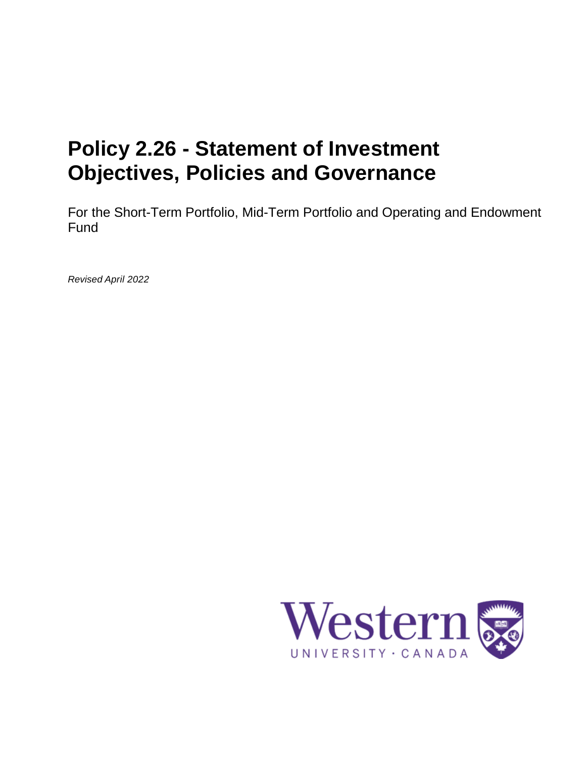# Policy 2.26 - Statement of Investment Objectives, Policies and Governance

For the Short-Term Portfolio, Mid-Term Portfolio and Operating and Endowment Fund

*Revised April 2022*

Western
UNIVERSITY · CANADA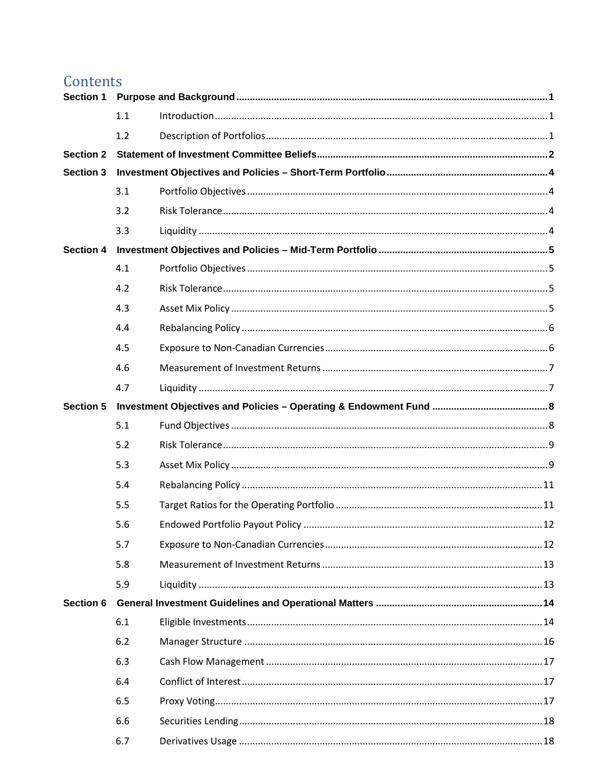# Contents

**Section 1 Purpose and Background** .......... **1**

- 1.1 Introduction .......... 1
- 1.2 Description of Portfolios .......... 1

**Section 2 Statement of Investment Committee Beliefs** .......... **2**

**Section 3 Investment Objectives and Policies – Short-Term Portfolio** .......... **4**

- 3.1 Portfolio Objectives .......... 4
- 3.2 Risk Tolerance .......... 4
- 3.3 Liquidity .......... 4

**Section 4 Investment Objectives and Policies – Mid-Term Portfolio** .......... **5**

- 4.1 Portfolio Objectives .......... 5
- 4.2 Risk Tolerance .......... 5
- 4.3 Asset Mix Policy .......... 5
- 4.4 Rebalancing Policy .......... 6
- 4.5 Exposure to Non-Canadian Currencies .......... 6
- 4.6 Measurement of Investment Returns .......... 7
- 4.7 Liquidity .......... 7

**Section 5 Investment Objectives and Policies – Operating & Endowment Fund** .......... **8**

- 5.1 Fund Objectives .......... 8
- 5.2 Risk Tolerance .......... 9
- 5.3 Asset Mix Policy .......... 9
- 5.4 Rebalancing Policy .......... 11
- 5.5 Target Ratios for the Operating Portfolio .......... 11
- 5.6 Endowed Portfolio Payout Policy .......... 12
- 5.7 Exposure to Non-Canadian Currencies .......... 12
- 5.8 Measurement of Investment Returns .......... 13
- 5.9 Liquidity .......... 13

**Section 6 General Investment Guidelines and Operational Matters** .......... **14**

- 6.1 Eligible Investments .......... 14
- 6.2 Manager Structure .......... 16
- 6.3 Cash Flow Management .......... 17
- 6.4 Conflict of Interest .......... 17
- 6.5 Proxy Voting .......... 17
- 6.6 Securities Lending .......... 18
- 6.7 Derivatives Usage .......... 18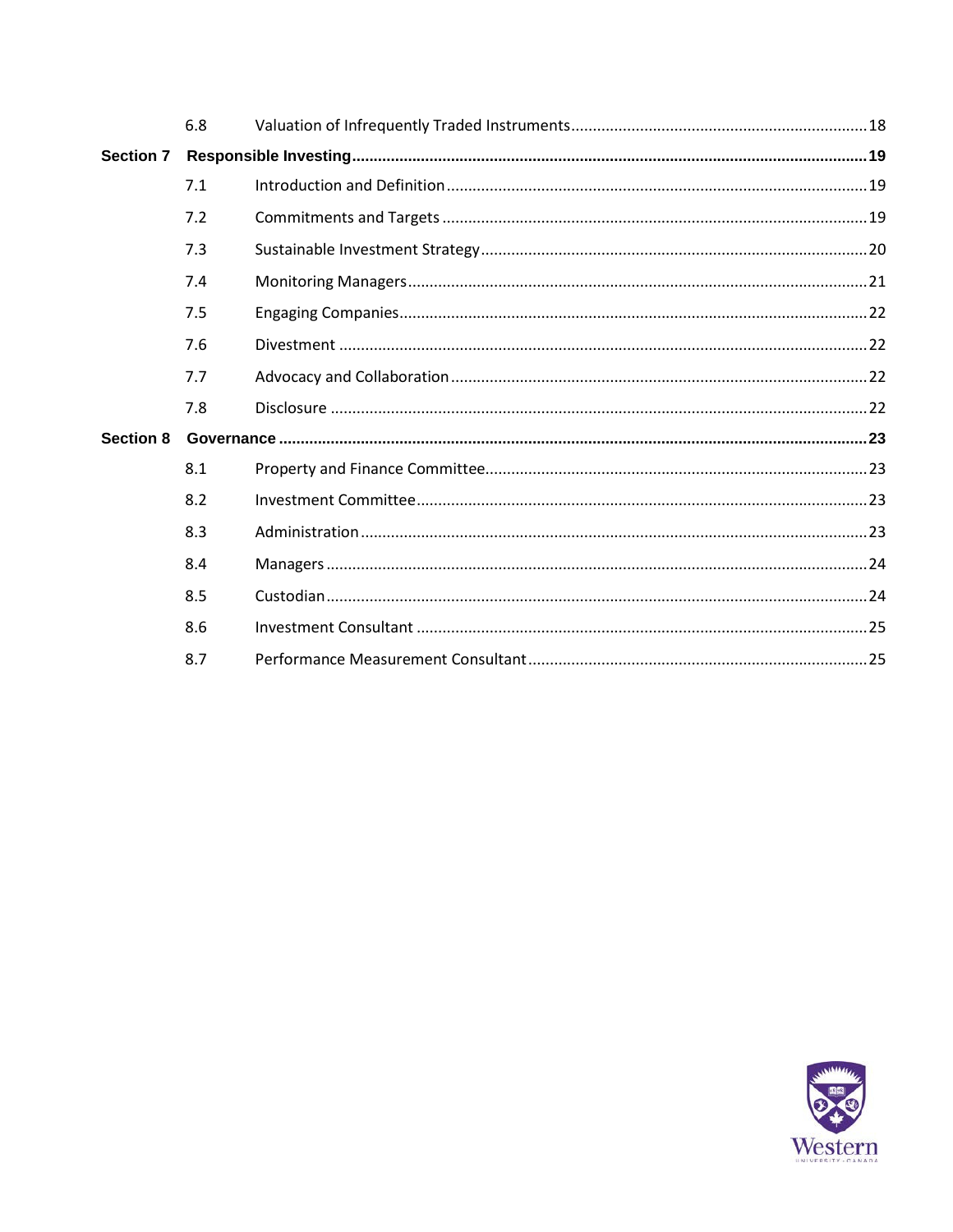| | | | |
|---|---|---|---|
| | 6.8 | Valuation of Infrequently Traded Instruments | 18 |
| **Section 7** | **Responsible Investing** | | **19** |
| | 7.1 | Introduction and Definition | 19 |
| | 7.2 | Commitments and Targets | 19 |
| | 7.3 | Sustainable Investment Strategy | 20 |
| | 7.4 | Monitoring Managers | 21 |
| | 7.5 | Engaging Companies | 22 |
| | 7.6 | Divestment | 22 |
| | 7.7 | Advocacy and Collaboration | 22 |
| | 7.8 | Disclosure | 22 |
| **Section 8** | **Governance** | | **23** |
| | 8.1 | Property and Finance Committee | 23 |
| | 8.2 | Investment Committee | 23 |
| | 8.3 | Administration | 23 |
| | 8.4 | Managers | 24 |
| | 8.5 | Custodian | 24 |
| | 8.6 | Investment Consultant | 25 |
| | 8.7 | Performance Measurement Consultant | 25 |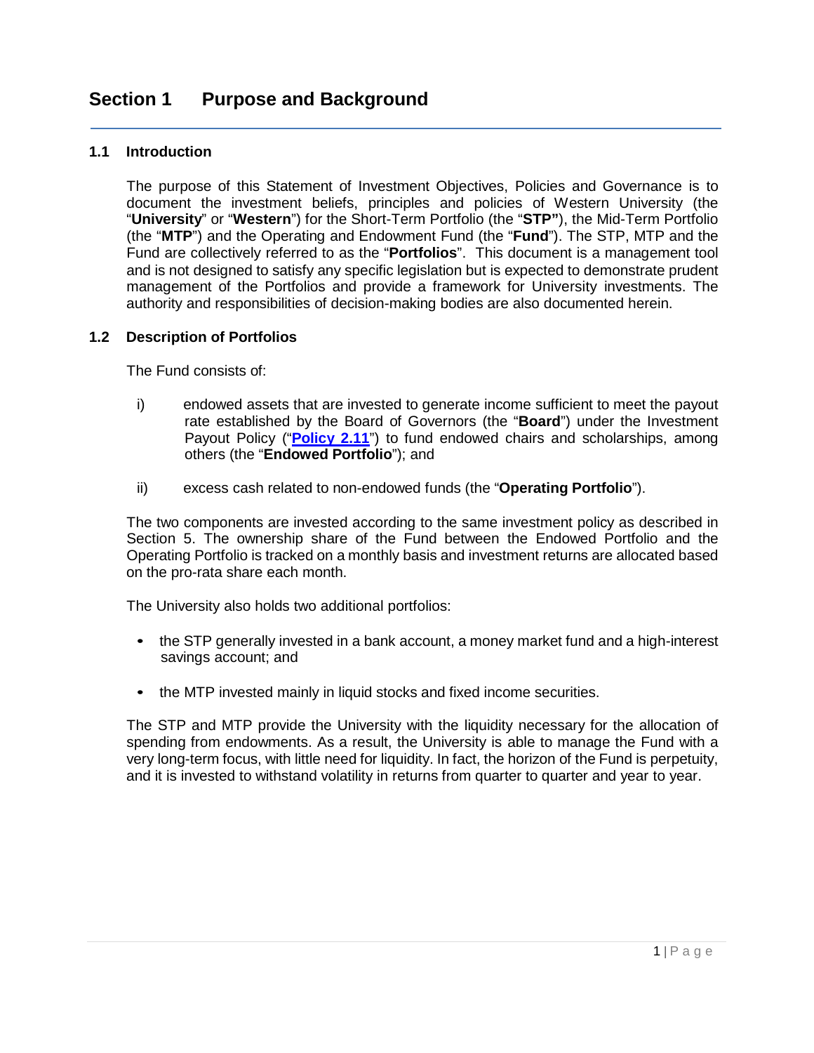# Section 1 Purpose and Background

## 1.1 Introduction

The purpose of this Statement of Investment Objectives, Policies and Governance is to document the investment beliefs, principles and policies of Western University (the "**University**" or "**Western**") for the Short-Term Portfolio (the "**STP"**), the Mid-Term Portfolio (the "**MTP**") and the Operating and Endowment Fund (the "**Fund**"). The STP, MTP and the Fund are collectively referred to as the "**Portfolios**". This document is a management tool and is not designed to satisfy any specific legislation but is expected to demonstrate prudent management of the Portfolios and provide a framework for University investments. The authority and responsibilities of decision-making bodies are also documented herein.

## 1.2 Description of Portfolios

The Fund consists of:

i) endowed assets that are invested to generate income sufficient to meet the payout rate established by the Board of Governors (the "**Board**") under the Investment Payout Policy ("**Policy 2.11**") to fund endowed chairs and scholarships, among others (the "**Endowed Portfolio**"); and

ii) excess cash related to non-endowed funds (the "**Operating Portfolio**").

The two components are invested according to the same investment policy as described in Section 5. The ownership share of the Fund between the Endowed Portfolio and the Operating Portfolio is tracked on a monthly basis and investment returns are allocated based on the pro-rata share each month.

The University also holds two additional portfolios:

- the STP generally invested in a bank account, a money market fund and a high-interest savings account; and
- the MTP invested mainly in liquid stocks and fixed income securities.

The STP and MTP provide the University with the liquidity necessary for the allocation of spending from endowments. As a result, the University is able to manage the Fund with a very long-term focus, with little need for liquidity. In fact, the horizon of the Fund is perpetuity, and it is invested to withstand volatility in returns from quarter to quarter and year to year.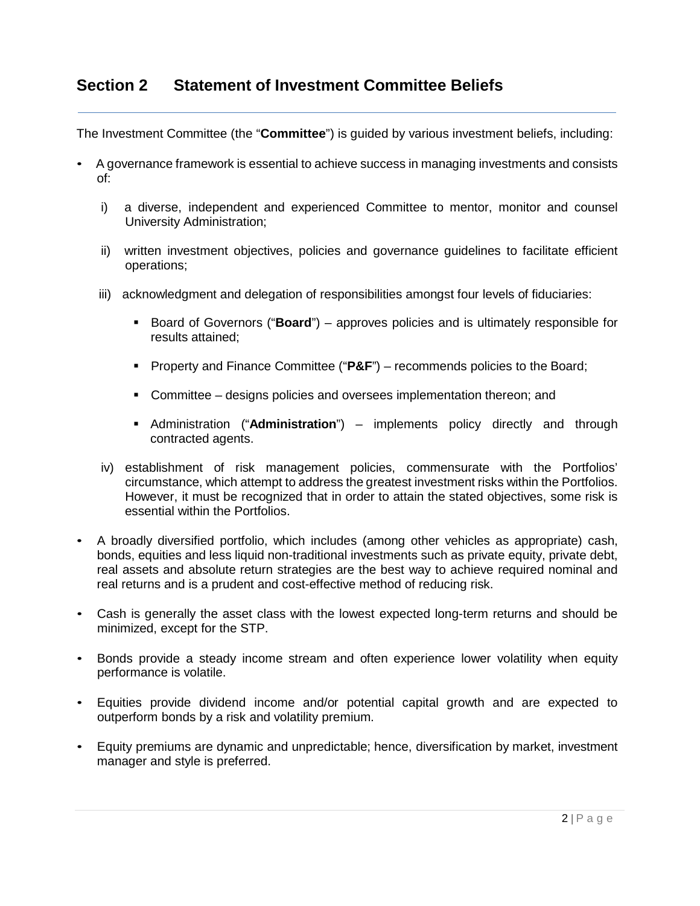## Section 2 Statement of Investment Committee Beliefs

The Investment Committee (the "**Committee**") is guided by various investment beliefs, including:

- A governance framework is essential to achieve success in managing investments and consists of:

  i) a diverse, independent and experienced Committee to mentor, monitor and counsel University Administration;

  ii) written investment objectives, policies and governance guidelines to facilitate efficient operations;

  iii) acknowledgment and delegation of responsibilities amongst four levels of fiduciaries:

     - Board of Governors ("**Board**") – approves policies and is ultimately responsible for results attained;
     - Property and Finance Committee ("**P&F**") – recommends policies to the Board;
     - Committee – designs policies and oversees implementation thereon; and
     - Administration ("**Administration**") – implements policy directly and through contracted agents.

  iv) establishment of risk management policies, commensurate with the Portfolios' circumstance, which attempt to address the greatest investment risks within the Portfolios. However, it must be recognized that in order to attain the stated objectives, some risk is essential within the Portfolios.

- A broadly diversified portfolio, which includes (among other vehicles as appropriate) cash, bonds, equities and less liquid non-traditional investments such as private equity, private debt, real assets and absolute return strategies are the best way to achieve required nominal and real returns and is a prudent and cost-effective method of reducing risk.

- Cash is generally the asset class with the lowest expected long-term returns and should be minimized, except for the STP.

- Bonds provide a steady income stream and often experience lower volatility when equity performance is volatile.

- Equities provide dividend income and/or potential capital growth and are expected to outperform bonds by a risk and volatility premium.

- Equity premiums are dynamic and unpredictable; hence, diversification by market, investment manager and style is preferred.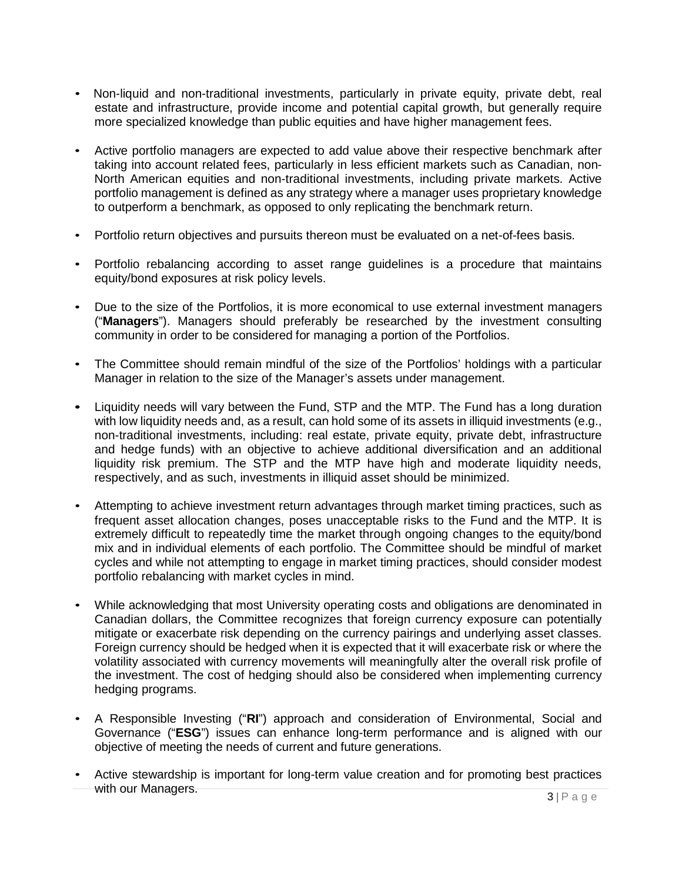- Non-liquid and non-traditional investments, particularly in private equity, private debt, real estate and infrastructure, provide income and potential capital growth, but generally require more specialized knowledge than public equities and have higher management fees.

- Active portfolio managers are expected to add value above their respective benchmark after taking into account related fees, particularly in less efficient markets such as Canadian, non-North American equities and non-traditional investments, including private markets. Active portfolio management is defined as any strategy where a manager uses proprietary knowledge to outperform a benchmark, as opposed to only replicating the benchmark return.

- Portfolio return objectives and pursuits thereon must be evaluated on a net-of-fees basis.

- Portfolio rebalancing according to asset range guidelines is a procedure that maintains equity/bond exposures at risk policy levels.

- Due to the size of the Portfolios, it is more economical to use external investment managers ("**Managers**"). Managers should preferably be researched by the investment consulting community in order to be considered for managing a portion of the Portfolios.

- The Committee should remain mindful of the size of the Portfolios' holdings with a particular Manager in relation to the size of the Manager's assets under management.

- Liquidity needs will vary between the Fund, STP and the MTP. The Fund has a long duration with low liquidity needs and, as a result, can hold some of its assets in illiquid investments (e.g., non-traditional investments, including: real estate, private equity, private debt, infrastructure and hedge funds) with an objective to achieve additional diversification and an additional liquidity risk premium. The STP and the MTP have high and moderate liquidity needs, respectively, and as such, investments in illiquid asset should be minimized.

- Attempting to achieve investment return advantages through market timing practices, such as frequent asset allocation changes, poses unacceptable risks to the Fund and the MTP. It is extremely difficult to repeatedly time the market through ongoing changes to the equity/bond mix and in individual elements of each portfolio. The Committee should be mindful of market cycles and while not attempting to engage in market timing practices, should consider modest portfolio rebalancing with market cycles in mind.

- While acknowledging that most University operating costs and obligations are denominated in Canadian dollars, the Committee recognizes that foreign currency exposure can potentially mitigate or exacerbate risk depending on the currency pairings and underlying asset classes. Foreign currency should be hedged when it is expected that it will exacerbate risk or where the volatility associated with currency movements will meaningfully alter the overall risk profile of the investment. The cost of hedging should also be considered when implementing currency hedging programs.

- A Responsible Investing ("**RI**") approach and consideration of Environmental, Social and Governance ("**ESG**") issues can enhance long-term performance and is aligned with our objective of meeting the needs of current and future generations.

- Active stewardship is important for long-term value creation and for promoting best practices with our Managers.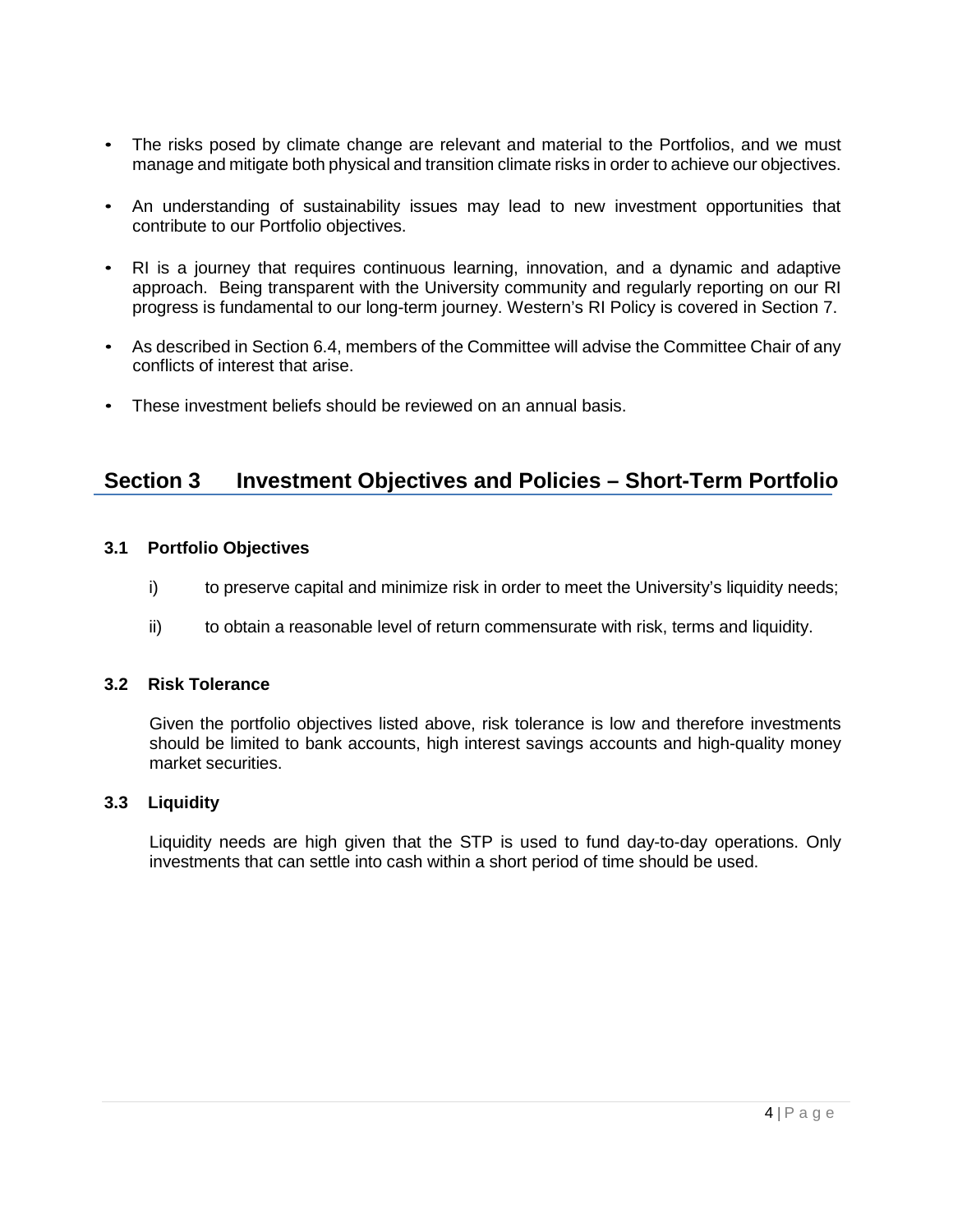- The risks posed by climate change are relevant and material to the Portfolios, and we must manage and mitigate both physical and transition climate risks in order to achieve our objectives.
- An understanding of sustainability issues may lead to new investment opportunities that contribute to our Portfolio objectives.
- RI is a journey that requires continuous learning, innovation, and a dynamic and adaptive approach. Being transparent with the University community and regularly reporting on our RI progress is fundamental to our long-term journey. Western's RI Policy is covered in Section 7.
- As described in Section 6.4, members of the Committee will advise the Committee Chair of any conflicts of interest that arise.
- These investment beliefs should be reviewed on an annual basis.

## Section 3 Investment Objectives and Policies – Short-Term Portfolio

### 3.1 Portfolio Objectives

i) to preserve capital and minimize risk in order to meet the University's liquidity needs;

ii) to obtain a reasonable level of return commensurate with risk, terms and liquidity.

### 3.2 Risk Tolerance

Given the portfolio objectives listed above, risk tolerance is low and therefore investments should be limited to bank accounts, high interest savings accounts and high-quality money market securities.

### 3.3 Liquidity

Liquidity needs are high given that the STP is used to fund day-to-day operations. Only investments that can settle into cash within a short period of time should be used.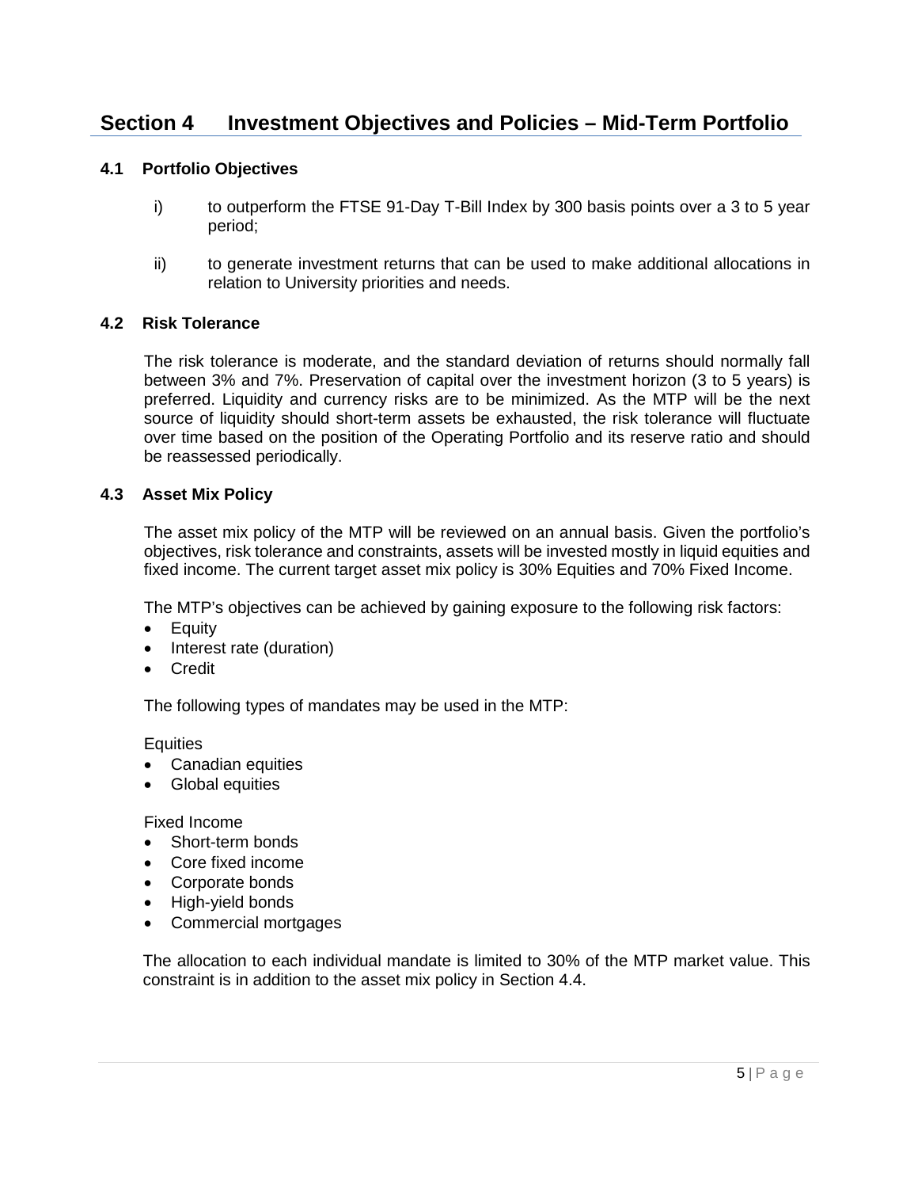## Section 4 Investment Objectives and Policies – Mid-Term Portfolio

### 4.1 Portfolio Objectives

i) to outperform the FTSE 91-Day T-Bill Index by 300 basis points over a 3 to 5 year period;

ii) to generate investment returns that can be used to make additional allocations in relation to University priorities and needs.

### 4.2 Risk Tolerance

The risk tolerance is moderate, and the standard deviation of returns should normally fall between 3% and 7%. Preservation of capital over the investment horizon (3 to 5 years) is preferred. Liquidity and currency risks are to be minimized. As the MTP will be the next source of liquidity should short-term assets be exhausted, the risk tolerance will fluctuate over time based on the position of the Operating Portfolio and its reserve ratio and should be reassessed periodically.

### 4.3 Asset Mix Policy

The asset mix policy of the MTP will be reviewed on an annual basis. Given the portfolio's objectives, risk tolerance and constraints, assets will be invested mostly in liquid equities and fixed income. The current target asset mix policy is 30% Equities and 70% Fixed Income.

The MTP's objectives can be achieved by gaining exposure to the following risk factors:

- Equity
- Interest rate (duration)
- Credit

The following types of mandates may be used in the MTP:

Equities

- Canadian equities
- Global equities

Fixed Income

- Short-term bonds
- Core fixed income
- Corporate bonds
- High-yield bonds
- Commercial mortgages

The allocation to each individual mandate is limited to 30% of the MTP market value. This constraint is in addition to the asset mix policy in Section 4.4.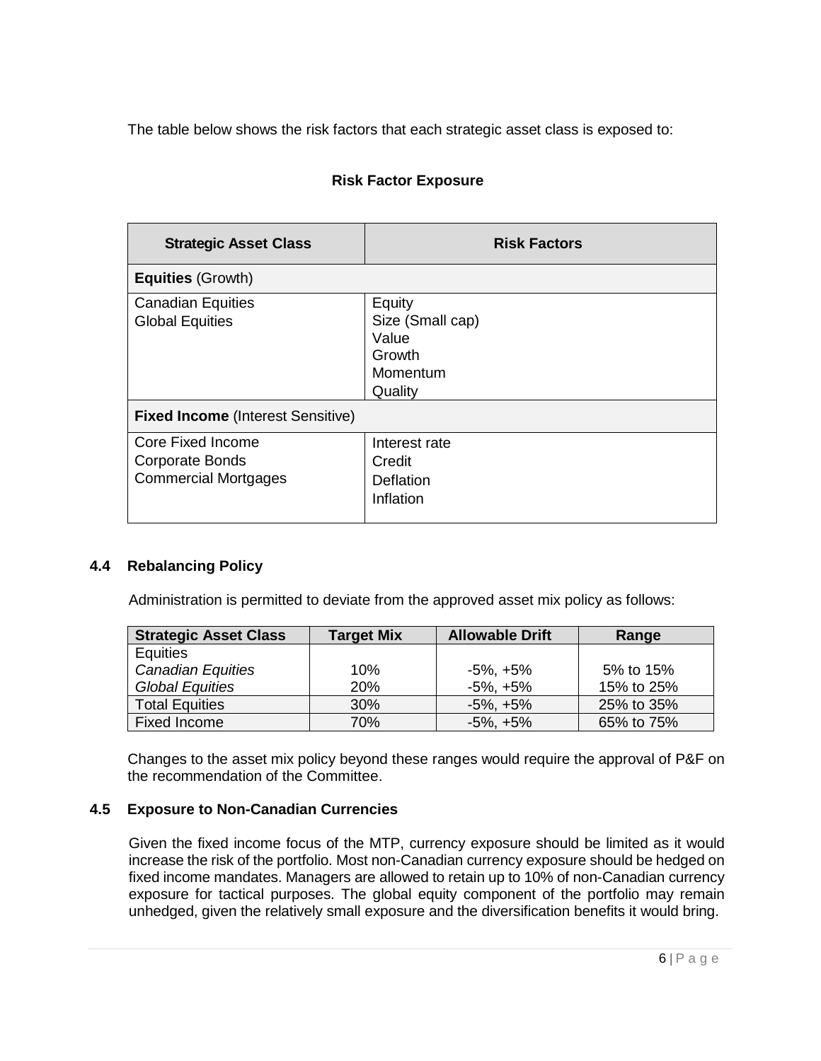The table below shows the risk factors that each strategic asset class is exposed to:

**Risk Factor Exposure**

| Strategic Asset Class | Risk Factors |
|---|---|
| **Equities** (Growth) | |
| Canadian Equities<br>Global Equities | Equity<br>Size (Small cap)<br>Value<br>Growth<br>Momentum<br>Quality |
| **Fixed Income** (Interest Sensitive) | |
| Core Fixed Income<br>Corporate Bonds<br>Commercial Mortgages | Interest rate<br>Credit<br>Deflation<br>Inflation |

### 4.4 Rebalancing Policy

Administration is permitted to deviate from the approved asset mix policy as follows:

| Strategic Asset Class | Target Mix | Allowable Drift | Range |
|---|---|---|---|
| Equities | | | |
| *Canadian Equities* | 10% | -5%, +5% | 5% to 15% |
| *Global Equities* | 20% | -5%, +5% | 15% to 25% |
| Total Equities | 30% | -5%, +5% | 25% to 35% |
| Fixed Income | 70% | -5%, +5% | 65% to 75% |

Changes to the asset mix policy beyond these ranges would require the approval of P&F on the recommendation of the Committee.

### 4.5 Exposure to Non-Canadian Currencies

Given the fixed income focus of the MTP, currency exposure should be limited as it would increase the risk of the portfolio. Most non-Canadian currency exposure should be hedged on fixed income mandates. Managers are allowed to retain up to 10% of non-Canadian currency exposure for tactical purposes. The global equity component of the portfolio may remain unhedged, given the relatively small exposure and the diversification benefits it would bring.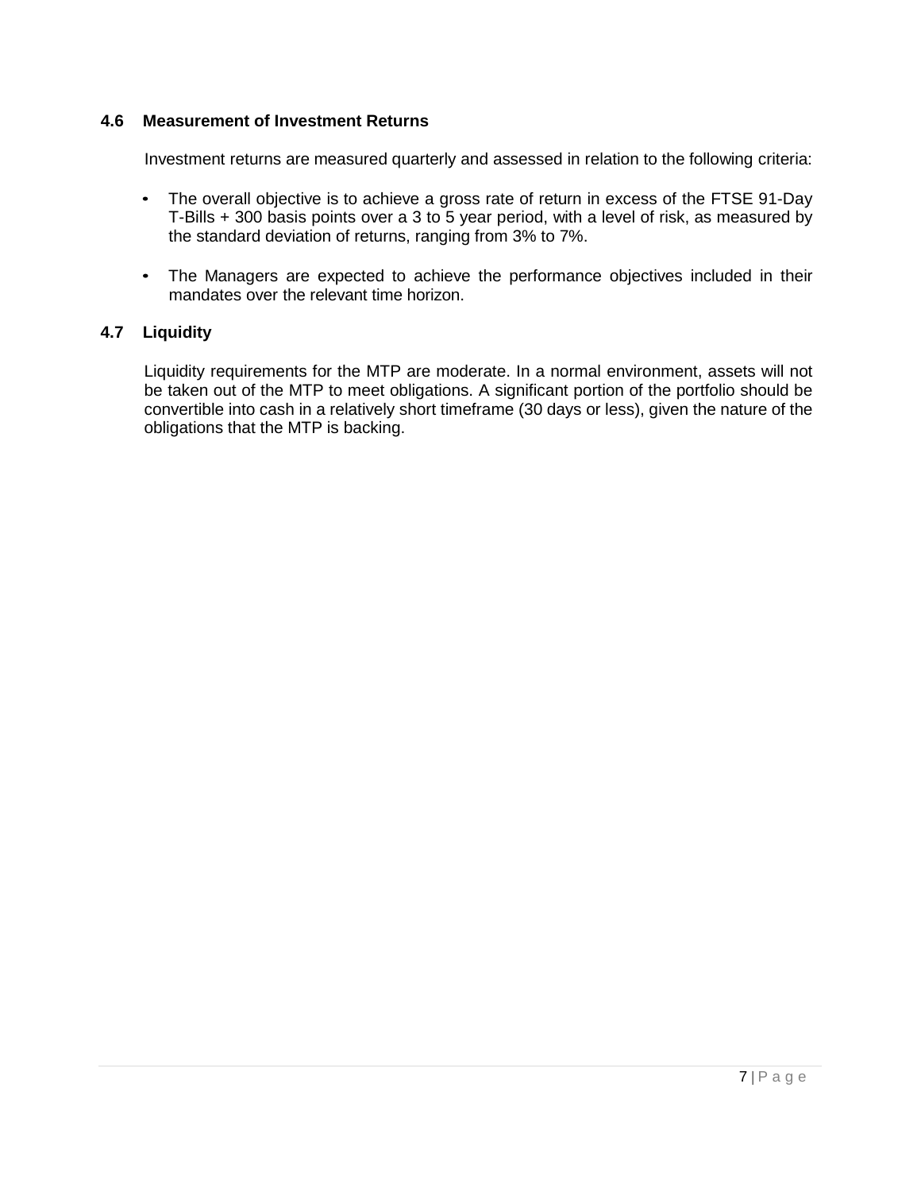### 4.6 Measurement of Investment Returns

Investment returns are measured quarterly and assessed in relation to the following criteria:

- The overall objective is to achieve a gross rate of return in excess of the FTSE 91-Day T-Bills + 300 basis points over a 3 to 5 year period, with a level of risk, as measured by the standard deviation of returns, ranging from 3% to 7%.

- The Managers are expected to achieve the performance objectives included in their mandates over the relevant time horizon.

### 4.7 Liquidity

Liquidity requirements for the MTP are moderate. In a normal environment, assets will not be taken out of the MTP to meet obligations. A significant portion of the portfolio should be convertible into cash in a relatively short timeframe (30 days or less), given the nature of the obligations that the MTP is backing.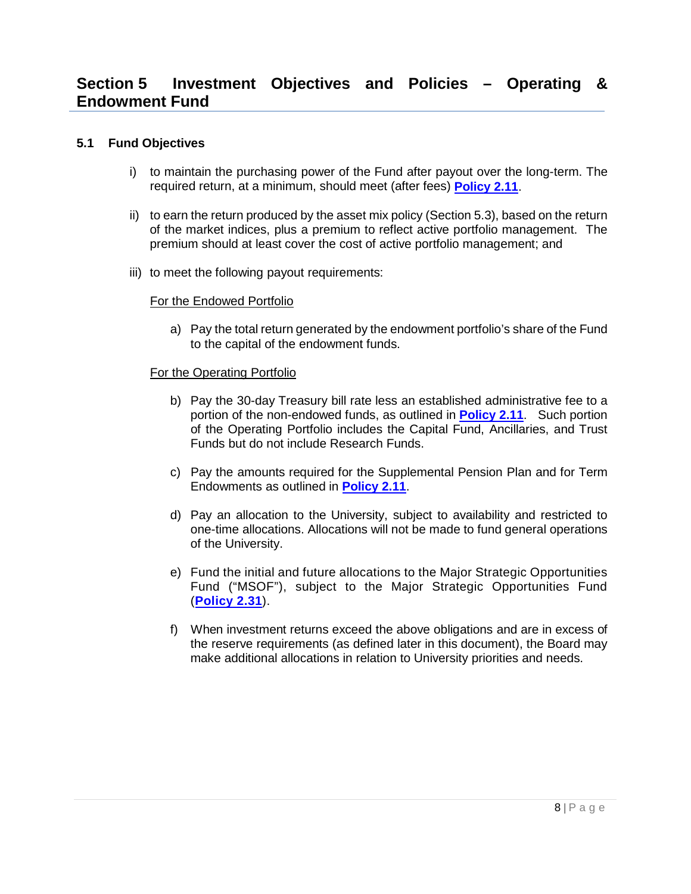# Section 5 Investment Objectives and Policies – Operating & Endowment Fund

## 5.1 Fund Objectives

i) to maintain the purchasing power of the Fund after payout over the long-term. The required return, at a minimum, should meet (after fees) **Policy 2.11**.

ii) to earn the return produced by the asset mix policy (Section 5.3), based on the return of the market indices, plus a premium to reflect active portfolio management. The premium should at least cover the cost of active portfolio management; and

iii) to meet the following payout requirements:

<u>For the Endowed Portfolio</u>

a) Pay the total return generated by the endowment portfolio's share of the Fund to the capital of the endowment funds.

<u>For the Operating Portfolio</u>

b) Pay the 30-day Treasury bill rate less an established administrative fee to a portion of the non-endowed funds, as outlined in **Policy 2.11**. Such portion of the Operating Portfolio includes the Capital Fund, Ancillaries, and Trust Funds but do not include Research Funds.

c) Pay the amounts required for the Supplemental Pension Plan and for Term Endowments as outlined in **Policy 2.11**.

d) Pay an allocation to the University, subject to availability and restricted to one-time allocations. Allocations will not be made to fund general operations of the University.

e) Fund the initial and future allocations to the Major Strategic Opportunities Fund ("MSOF"), subject to the Major Strategic Opportunities Fund (**Policy 2.31**).

f) When investment returns exceed the above obligations and are in excess of the reserve requirements (as defined later in this document), the Board may make additional allocations in relation to University priorities and needs.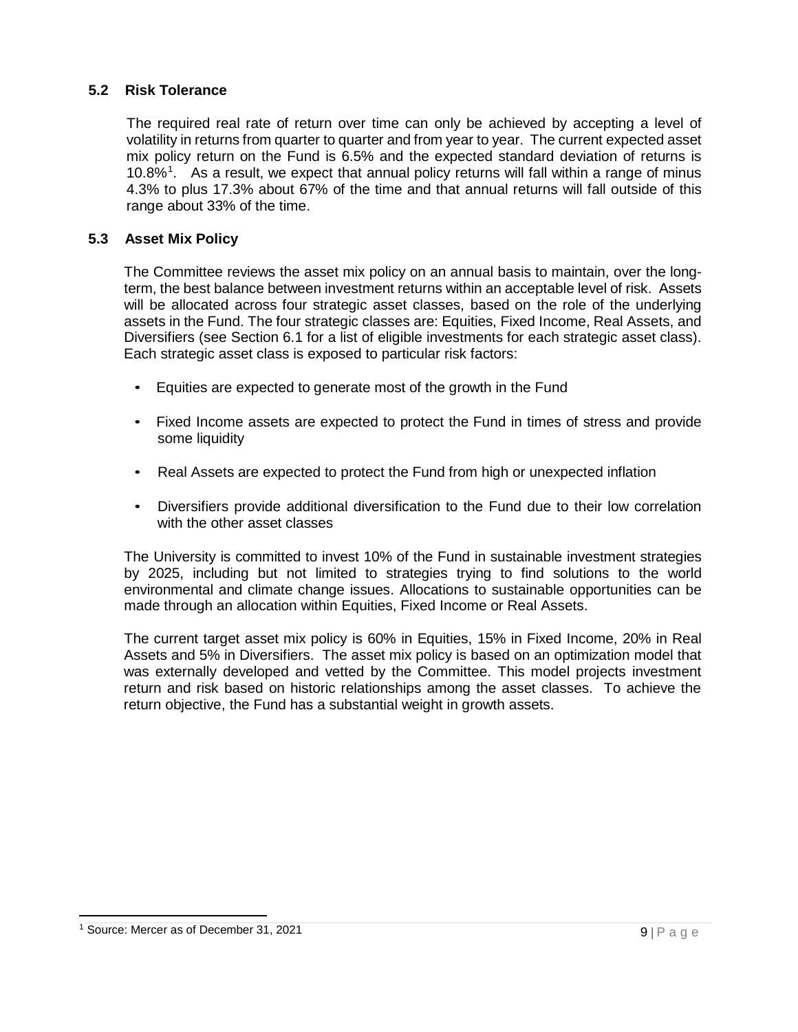### 5.2 Risk Tolerance

The required real rate of return over time can only be achieved by accepting a level of volatility in returns from quarter to quarter and from year to year. The current expected asset mix policy return on the Fund is 6.5% and the expected standard deviation of returns is 10.8%[1]. As a result, we expect that annual policy returns will fall within a range of minus 4.3% to plus 17.3% about 67% of the time and that annual returns will fall outside of this range about 33% of the time.

### 5.3 Asset Mix Policy

The Committee reviews the asset mix policy on an annual basis to maintain, over the long-term, the best balance between investment returns within an acceptable level of risk. Assets will be allocated across four strategic asset classes, based on the role of the underlying assets in the Fund. The four strategic classes are: Equities, Fixed Income, Real Assets, and Diversifiers (see Section 6.1 for a list of eligible investments for each strategic asset class). Each strategic asset class is exposed to particular risk factors:

- Equities are expected to generate most of the growth in the Fund
- Fixed Income assets are expected to protect the Fund in times of stress and provide some liquidity
- Real Assets are expected to protect the Fund from high or unexpected inflation
- Diversifiers provide additional diversification to the Fund due to their low correlation with the other asset classes

The University is committed to invest 10% of the Fund in sustainable investment strategies by 2025, including but not limited to strategies trying to find solutions to the world environmental and climate change issues. Allocations to sustainable opportunities can be made through an allocation within Equities, Fixed Income or Real Assets.

The current target asset mix policy is 60% in Equities, 15% in Fixed Income, 20% in Real Assets and 5% in Diversifiers. The asset mix policy is based on an optimization model that was externally developed and vetted by the Committee. This model projects investment return and risk based on historic relationships among the asset classes. To achieve the return objective, the Fund has a substantial weight in growth assets.

[1] Source: Mercer as of December 31, 2021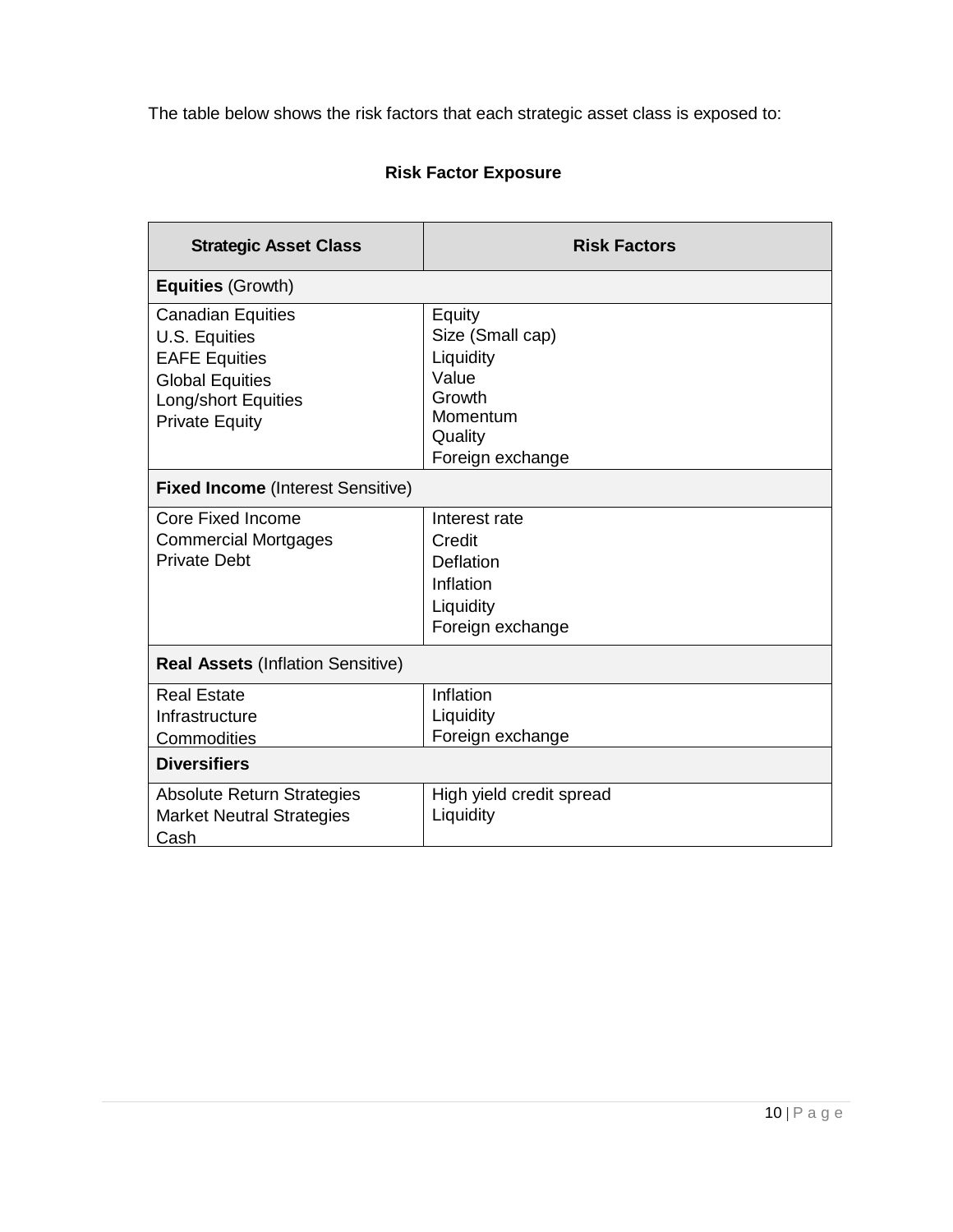The table below shows the risk factors that each strategic asset class is exposed to:

**Risk Factor Exposure**

| Strategic Asset Class | Risk Factors |
|---|---|
| **Equities** (Growth) | |
| Canadian Equities<br>U.S. Equities<br>EAFE Equities<br>Global Equities<br>Long/short Equities<br>Private Equity | Equity<br>Size (Small cap)<br>Liquidity<br>Value<br>Growth<br>Momentum<br>Quality<br>Foreign exchange |
| **Fixed Income** (Interest Sensitive) | |
| Core Fixed Income<br>Commercial Mortgages<br>Private Debt | Interest rate<br>Credit<br>Deflation<br>Inflation<br>Liquidity<br>Foreign exchange |
| **Real Assets** (Inflation Sensitive) | |
| Real Estate<br>Infrastructure<br>Commodities | Inflation<br>Liquidity<br>Foreign exchange |
| **Diversifiers** | |
| Absolute Return Strategies<br>Market Neutral Strategies<br>Cash | High yield credit spread<br>Liquidity |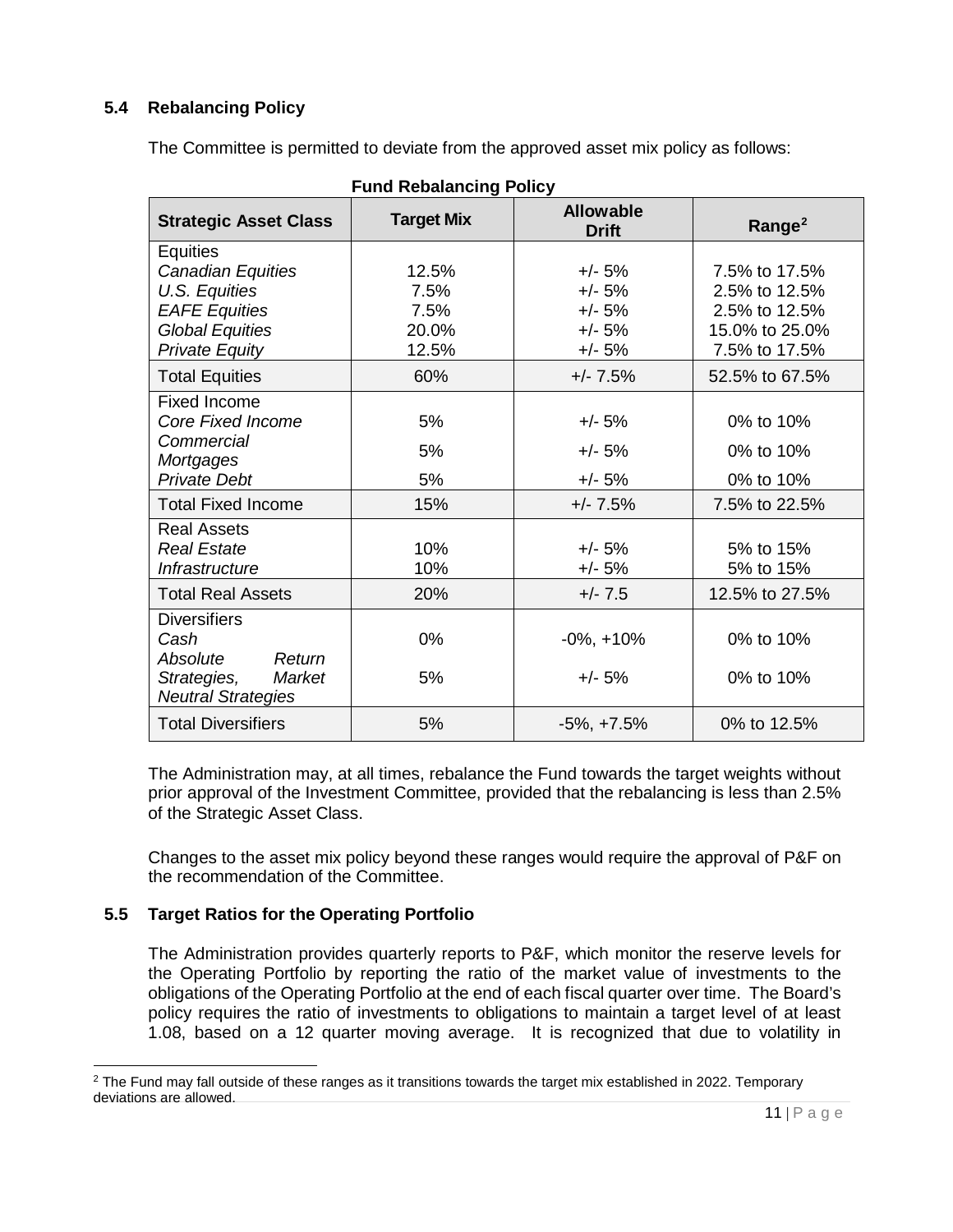### 5.4 Rebalancing Policy

The Committee is permitted to deviate from the approved asset mix policy as follows:

**Fund Rebalancing Policy**

| Strategic Asset Class | Target Mix | Allowable Drift | Range[2] |
|---|---|---|---|
| Equities | | | |
| *Canadian Equities* | 12.5% | +/- 5% | 7.5% to 17.5% |
| *U.S. Equities* | 7.5% | +/- 5% | 2.5% to 12.5% |
| *EAFE Equities* | 7.5% | +/- 5% | 2.5% to 12.5% |
| *Global Equities* | 20.0% | +/- 5% | 15.0% to 25.0% |
| *Private Equity* | 12.5% | +/- 5% | 7.5% to 17.5% |
| Total Equities | 60% | +/- 7.5% | 52.5% to 67.5% |
| Fixed Income | | | |
| *Core Fixed Income* | 5% | +/- 5% | 0% to 10% |
| *Commercial Mortgages* | 5% | +/- 5% | 0% to 10% |
| *Private Debt* | 5% | +/- 5% | 0% to 10% |
| Total Fixed Income | 15% | +/- 7.5% | 7.5% to 22.5% |
| Real Assets | | | |
| *Real Estate* | 10% | +/- 5% | 5% to 15% |
| *Infrastructure* | 10% | +/- 5% | 5% to 15% |
| Total Real Assets | 20% | +/- 7.5 | 12.5% to 27.5% |
| Diversifiers | | | |
| *Cash* | 0% | -0%, +10% | 0% to 10% |
| *Absolute Return Strategies, Market Neutral Strategies* | 5% | +/- 5% | 0% to 10% |
| Total Diversifiers | 5% | -5%, +7.5% | 0% to 12.5% |

The Administration may, at all times, rebalance the Fund towards the target weights without prior approval of the Investment Committee, provided that the rebalancing is less than 2.5% of the Strategic Asset Class.

Changes to the asset mix policy beyond these ranges would require the approval of P&F on the recommendation of the Committee.

### 5.5 Target Ratios for the Operating Portfolio

The Administration provides quarterly reports to P&F, which monitor the reserve levels for the Operating Portfolio by reporting the ratio of the market value of investments to the obligations of the Operating Portfolio at the end of each fiscal quarter over time. The Board's policy requires the ratio of investments to obligations to maintain a target level of at least 1.08, based on a 12 quarter moving average. It is recognized that due to volatility in

[2] The Fund may fall outside of these ranges as it transitions towards the target mix established in 2022. Temporary deviations are allowed.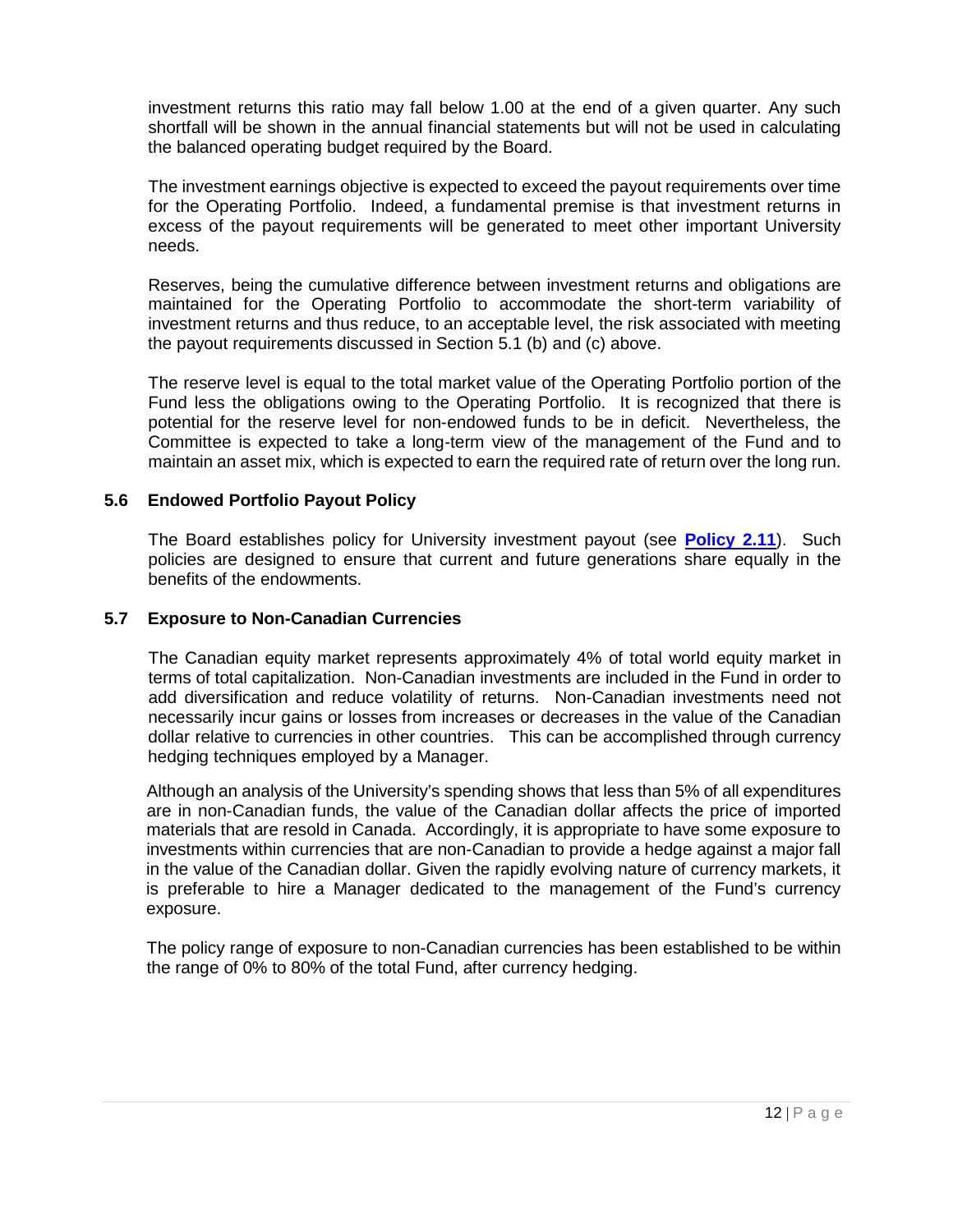investment returns this ratio may fall below 1.00 at the end of a given quarter. Any such shortfall will be shown in the annual financial statements but will not be used in calculating the balanced operating budget required by the Board.

The investment earnings objective is expected to exceed the payout requirements over time for the Operating Portfolio. Indeed, a fundamental premise is that investment returns in excess of the payout requirements will be generated to meet other important University needs.

Reserves, being the cumulative difference between investment returns and obligations are maintained for the Operating Portfolio to accommodate the short-term variability of investment returns and thus reduce, to an acceptable level, the risk associated with meeting the payout requirements discussed in Section 5.1 (b) and (c) above.

The reserve level is equal to the total market value of the Operating Portfolio portion of the Fund less the obligations owing to the Operating Portfolio. It is recognized that there is potential for the reserve level for non-endowed funds to be in deficit. Nevertheless, the Committee is expected to take a long-term view of the management of the Fund and to maintain an asset mix, which is expected to earn the required rate of return over the long run.

### 5.6 Endowed Portfolio Payout Policy

The Board establishes policy for University investment payout (see **Policy 2.11**). Such policies are designed to ensure that current and future generations share equally in the benefits of the endowments.

### 5.7 Exposure to Non-Canadian Currencies

The Canadian equity market represents approximately 4% of total world equity market in terms of total capitalization. Non-Canadian investments are included in the Fund in order to add diversification and reduce volatility of returns. Non-Canadian investments need not necessarily incur gains or losses from increases or decreases in the value of the Canadian dollar relative to currencies in other countries. This can be accomplished through currency hedging techniques employed by a Manager.

Although an analysis of the University's spending shows that less than 5% of all expenditures are in non-Canadian funds, the value of the Canadian dollar affects the price of imported materials that are resold in Canada. Accordingly, it is appropriate to have some exposure to investments within currencies that are non-Canadian to provide a hedge against a major fall in the value of the Canadian dollar. Given the rapidly evolving nature of currency markets, it is preferable to hire a Manager dedicated to the management of the Fund's currency exposure.

The policy range of exposure to non-Canadian currencies has been established to be within the range of 0% to 80% of the total Fund, after currency hedging.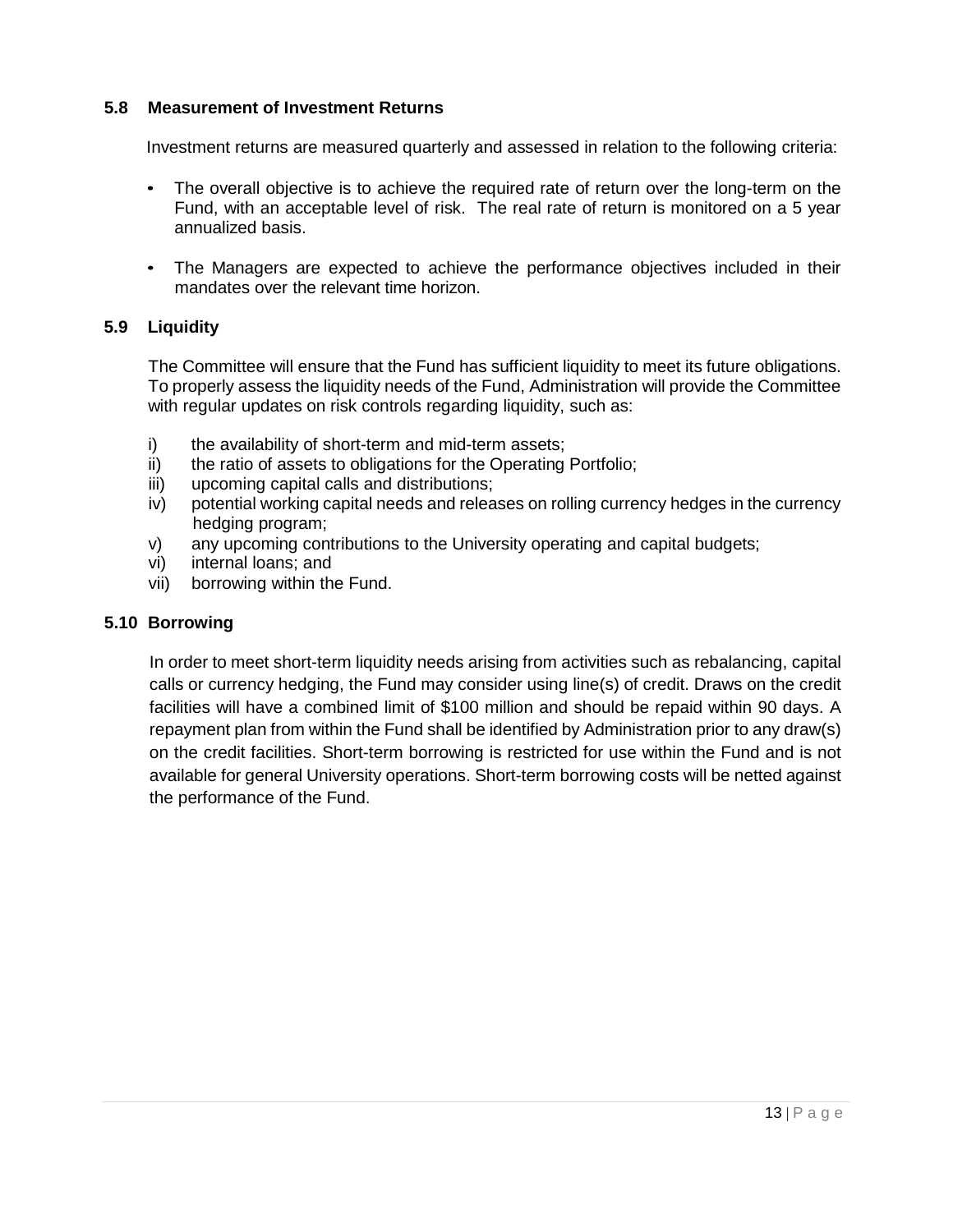### 5.8 Measurement of Investment Returns

Investment returns are measured quarterly and assessed in relation to the following criteria:

- The overall objective is to achieve the required rate of return over the long-term on the Fund, with an acceptable level of risk. The real rate of return is monitored on a 5 year annualized basis.
- The Managers are expected to achieve the performance objectives included in their mandates over the relevant time horizon.

### 5.9 Liquidity

The Committee will ensure that the Fund has sufficient liquidity to meet its future obligations. To properly assess the liquidity needs of the Fund, Administration will provide the Committee with regular updates on risk controls regarding liquidity, such as:

i) the availability of short-term and mid-term assets;
ii) the ratio of assets to obligations for the Operating Portfolio;
iii) upcoming capital calls and distributions;
iv) potential working capital needs and releases on rolling currency hedges in the currency hedging program;
v) any upcoming contributions to the University operating and capital budgets;
vi) internal loans; and
vii) borrowing within the Fund.

### 5.10 Borrowing

In order to meet short-term liquidity needs arising from activities such as rebalancing, capital calls or currency hedging, the Fund may consider using line(s) of credit. Draws on the credit facilities will have a combined limit of $100 million and should be repaid within 90 days. A repayment plan from within the Fund shall be identified by Administration prior to any draw(s) on the credit facilities. Short-term borrowing is restricted for use within the Fund and is not available for general University operations. Short-term borrowing costs will be netted against the performance of the Fund.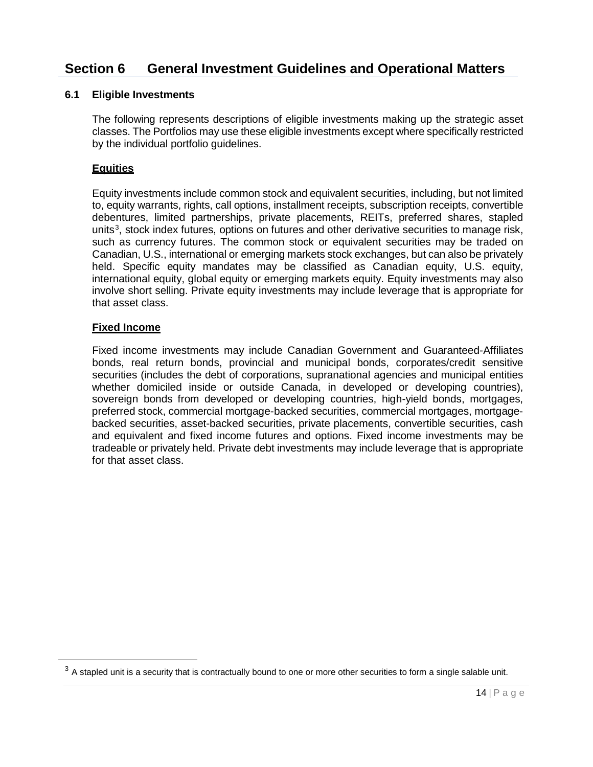# Section 6 General Investment Guidelines and Operational Matters

## 6.1 Eligible Investments

The following represents descriptions of eligible investments making up the strategic asset classes. The Portfolios may use these eligible investments except where specifically restricted by the individual portfolio guidelines.

**Equities**

Equity investments include common stock and equivalent securities, including, but not limited to, equity warrants, rights, call options, installment receipts, subscription receipts, convertible debentures, limited partnerships, private placements, REITs, preferred shares, stapled units[3], stock index futures, options on futures and other derivative securities to manage risk, such as currency futures. The common stock or equivalent securities may be traded on Canadian, U.S., international or emerging markets stock exchanges, but can also be privately held. Specific equity mandates may be classified as Canadian equity, U.S. equity, international equity, global equity or emerging markets equity. Equity investments may also involve short selling. Private equity investments may include leverage that is appropriate for that asset class.

**Fixed Income**

Fixed income investments may include Canadian Government and Guaranteed-Affiliates bonds, real return bonds, provincial and municipal bonds, corporates/credit sensitive securities (includes the debt of corporations, supranational agencies and municipal entities whether domiciled inside or outside Canada, in developed or developing countries), sovereign bonds from developed or developing countries, high-yield bonds, mortgages, preferred stock, commercial mortgage-backed securities, commercial mortgages, mortgage-backed securities, asset-backed securities, private placements, convertible securities, cash and equivalent and fixed income futures and options. Fixed income investments may be tradeable or privately held. Private debt investments may include leverage that is appropriate for that asset class.

[3] A stapled unit is a security that is contractually bound to one or more other securities to form a single salable unit.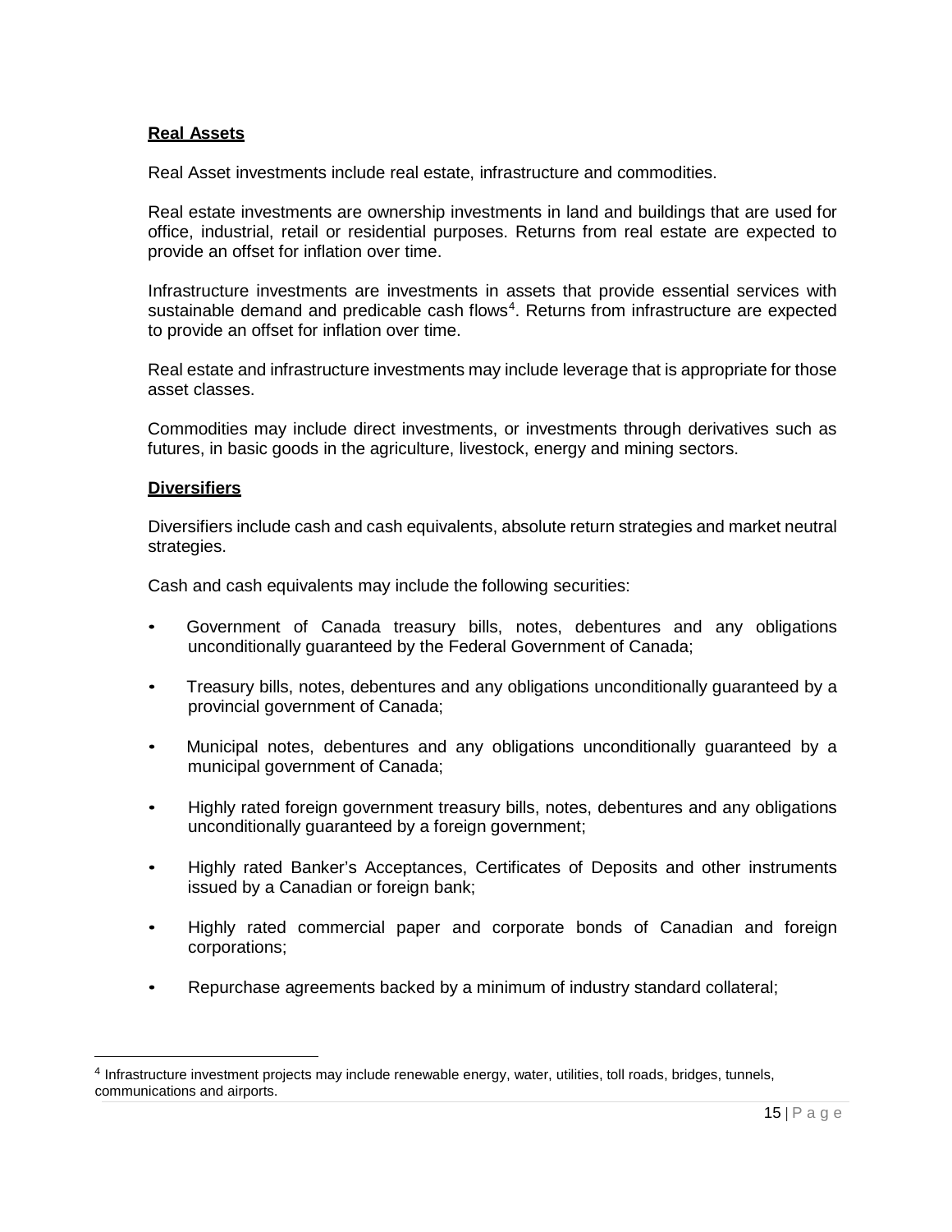**Real Assets**

Real Asset investments include real estate, infrastructure and commodities.

Real estate investments are ownership investments in land and buildings that are used for office, industrial, retail or residential purposes. Returns from real estate are expected to provide an offset for inflation over time.

Infrastructure investments are investments in assets that provide essential services with sustainable demand and predicable cash flows[4]. Returns from infrastructure are expected to provide an offset for inflation over time.

Real estate and infrastructure investments may include leverage that is appropriate for those asset classes.

Commodities may include direct investments, or investments through derivatives such as futures, in basic goods in the agriculture, livestock, energy and mining sectors.

**Diversifiers**

Diversifiers include cash and cash equivalents, absolute return strategies and market neutral strategies.

Cash and cash equivalents may include the following securities:

- Government of Canada treasury bills, notes, debentures and any obligations unconditionally guaranteed by the Federal Government of Canada;
- Treasury bills, notes, debentures and any obligations unconditionally guaranteed by a provincial government of Canada;
- Municipal notes, debentures and any obligations unconditionally guaranteed by a municipal government of Canada;
- Highly rated foreign government treasury bills, notes, debentures and any obligations unconditionally guaranteed by a foreign government;
- Highly rated Banker's Acceptances, Certificates of Deposits and other instruments issued by a Canadian or foreign bank;
- Highly rated commercial paper and corporate bonds of Canadian and foreign corporations;
- Repurchase agreements backed by a minimum of industry standard collateral;

[4] Infrastructure investment projects may include renewable energy, water, utilities, toll roads, bridges, tunnels, communications and airports.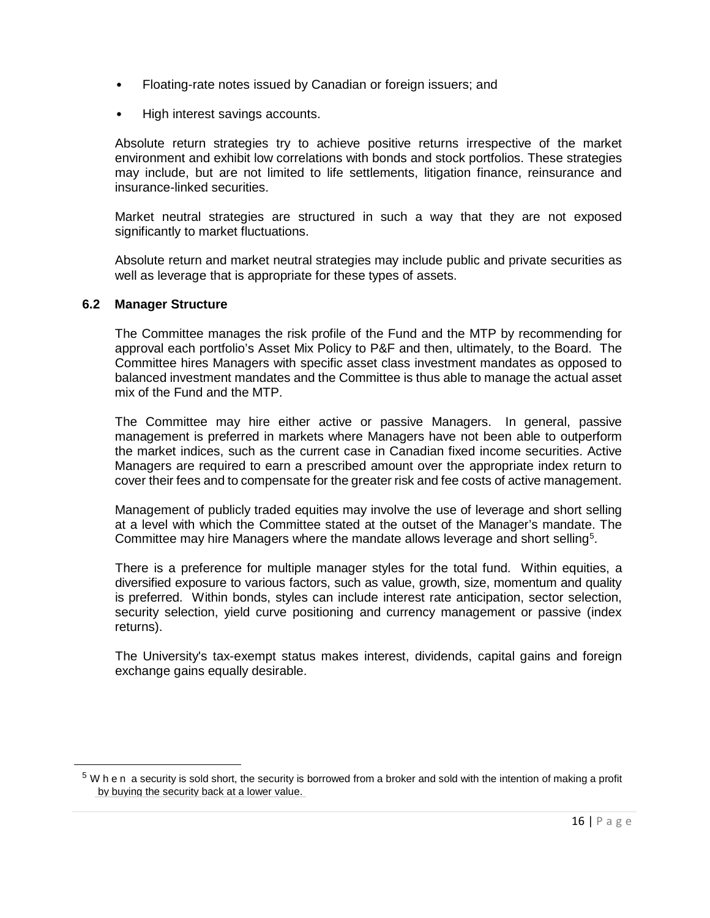- Floating-rate notes issued by Canadian or foreign issuers; and
- High interest savings accounts.

Absolute return strategies try to achieve positive returns irrespective of the market environment and exhibit low correlations with bonds and stock portfolios. These strategies may include, but are not limited to life settlements, litigation finance, reinsurance and insurance-linked securities.

Market neutral strategies are structured in such a way that they are not exposed significantly to market fluctuations.

Absolute return and market neutral strategies may include public and private securities as well as leverage that is appropriate for these types of assets.

### 6.2 Manager Structure

The Committee manages the risk profile of the Fund and the MTP by recommending for approval each portfolio's Asset Mix Policy to P&F and then, ultimately, to the Board. The Committee hires Managers with specific asset class investment mandates as opposed to balanced investment mandates and the Committee is thus able to manage the actual asset mix of the Fund and the MTP.

The Committee may hire either active or passive Managers. In general, passive management is preferred in markets where Managers have not been able to outperform the market indices, such as the current case in Canadian fixed income securities. Active Managers are required to earn a prescribed amount over the appropriate index return to cover their fees and to compensate for the greater risk and fee costs of active management.

Management of publicly traded equities may involve the use of leverage and short selling at a level with which the Committee stated at the outset of the Manager's mandate. The Committee may hire Managers where the mandate allows leverage and short selling[5].

There is a preference for multiple manager styles for the total fund. Within equities, a diversified exposure to various factors, such as value, growth, size, momentum and quality is preferred. Within bonds, styles can include interest rate anticipation, sector selection, security selection, yield curve positioning and currency management or passive (index returns).

The University's tax-exempt status makes interest, dividends, capital gains and foreign exchange gains equally desirable.

[5] When a security is sold short, the security is borrowed from a broker and sold with the intention of making a profit by buying the security back at a lower value.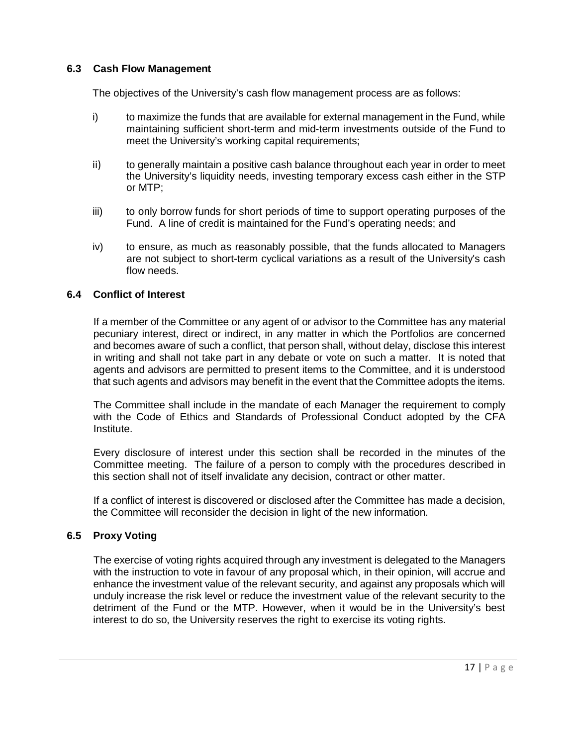### 6.3 Cash Flow Management

The objectives of the University's cash flow management process are as follows:

i) to maximize the funds that are available for external management in the Fund, while maintaining sufficient short-term and mid-term investments outside of the Fund to meet the University's working capital requirements;

ii) to generally maintain a positive cash balance throughout each year in order to meet the University's liquidity needs, investing temporary excess cash either in the STP or MTP;

iii) to only borrow funds for short periods of time to support operating purposes of the Fund. A line of credit is maintained for the Fund's operating needs; and

iv) to ensure, as much as reasonably possible, that the funds allocated to Managers are not subject to short-term cyclical variations as a result of the University's cash flow needs.

### 6.4 Conflict of Interest

If a member of the Committee or any agent of or advisor to the Committee has any material pecuniary interest, direct or indirect, in any matter in which the Portfolios are concerned and becomes aware of such a conflict, that person shall, without delay, disclose this interest in writing and shall not take part in any debate or vote on such a matter. It is noted that agents and advisors are permitted to present items to the Committee, and it is understood that such agents and advisors may benefit in the event that the Committee adopts the items.

The Committee shall include in the mandate of each Manager the requirement to comply with the Code of Ethics and Standards of Professional Conduct adopted by the CFA Institute.

Every disclosure of interest under this section shall be recorded in the minutes of the Committee meeting. The failure of a person to comply with the procedures described in this section shall not of itself invalidate any decision, contract or other matter.

If a conflict of interest is discovered or disclosed after the Committee has made a decision, the Committee will reconsider the decision in light of the new information.

### 6.5 Proxy Voting

The exercise of voting rights acquired through any investment is delegated to the Managers with the instruction to vote in favour of any proposal which, in their opinion, will accrue and enhance the investment value of the relevant security, and against any proposals which will unduly increase the risk level or reduce the investment value of the relevant security to the detriment of the Fund or the MTP. However, when it would be in the University's best interest to do so, the University reserves the right to exercise its voting rights.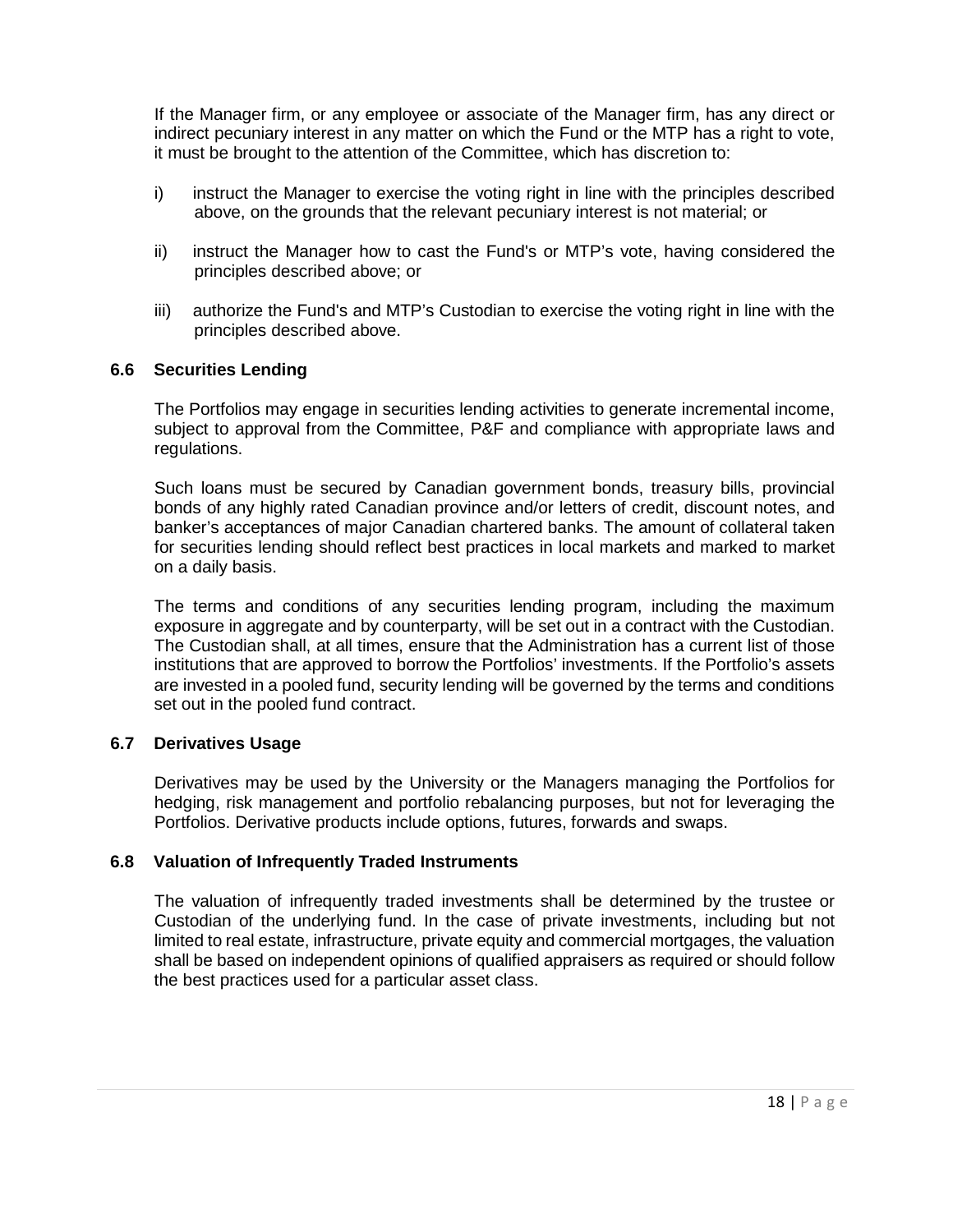If the Manager firm, or any employee or associate of the Manager firm, has any direct or indirect pecuniary interest in any matter on which the Fund or the MTP has a right to vote, it must be brought to the attention of the Committee, which has discretion to:

i) instruct the Manager to exercise the voting right in line with the principles described above, on the grounds that the relevant pecuniary interest is not material; or

ii) instruct the Manager how to cast the Fund's or MTP's vote, having considered the principles described above; or

iii) authorize the Fund's and MTP's Custodian to exercise the voting right in line with the principles described above.

### 6.6 Securities Lending

The Portfolios may engage in securities lending activities to generate incremental income, subject to approval from the Committee, P&F and compliance with appropriate laws and regulations.

Such loans must be secured by Canadian government bonds, treasury bills, provincial bonds of any highly rated Canadian province and/or letters of credit, discount notes, and banker's acceptances of major Canadian chartered banks. The amount of collateral taken for securities lending should reflect best practices in local markets and marked to market on a daily basis.

The terms and conditions of any securities lending program, including the maximum exposure in aggregate and by counterparty, will be set out in a contract with the Custodian. The Custodian shall, at all times, ensure that the Administration has a current list of those institutions that are approved to borrow the Portfolios' investments. If the Portfolio's assets are invested in a pooled fund, security lending will be governed by the terms and conditions set out in the pooled fund contract.

### 6.7 Derivatives Usage

Derivatives may be used by the University or the Managers managing the Portfolios for hedging, risk management and portfolio rebalancing purposes, but not for leveraging the Portfolios. Derivative products include options, futures, forwards and swaps.

### 6.8 Valuation of Infrequently Traded Instruments

The valuation of infrequently traded investments shall be determined by the trustee or Custodian of the underlying fund. In the case of private investments, including but not limited to real estate, infrastructure, private equity and commercial mortgages, the valuation shall be based on independent opinions of qualified appraisers as required or should follow the best practices used for a particular asset class.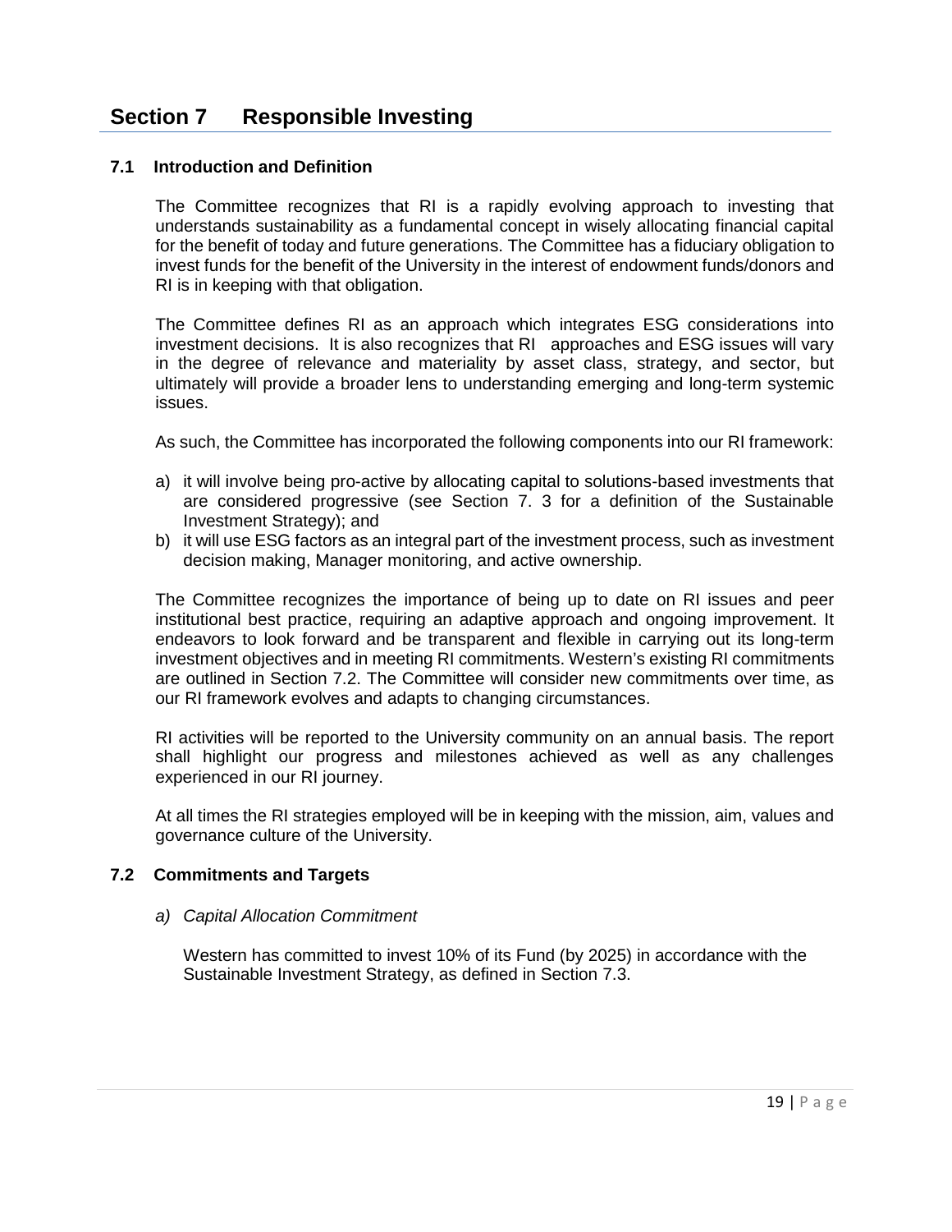# Section 7 Responsible Investing

## 7.1 Introduction and Definition

The Committee recognizes that RI is a rapidly evolving approach to investing that understands sustainability as a fundamental concept in wisely allocating financial capital for the benefit of today and future generations. The Committee has a fiduciary obligation to invest funds for the benefit of the University in the interest of endowment funds/donors and RI is in keeping with that obligation.

The Committee defines RI as an approach which integrates ESG considerations into investment decisions. It is also recognizes that RI approaches and ESG issues will vary in the degree of relevance and materiality by asset class, strategy, and sector, but ultimately will provide a broader lens to understanding emerging and long-term systemic issues.

As such, the Committee has incorporated the following components into our RI framework:

a) it will involve being pro-active by allocating capital to solutions-based investments that are considered progressive (see Section 7. 3 for a definition of the Sustainable Investment Strategy); and
b) it will use ESG factors as an integral part of the investment process, such as investment decision making, Manager monitoring, and active ownership.

The Committee recognizes the importance of being up to date on RI issues and peer institutional best practice, requiring an adaptive approach and ongoing improvement. It endeavors to look forward and be transparent and flexible in carrying out its long-term investment objectives and in meeting RI commitments. Western's existing RI commitments are outlined in Section 7.2. The Committee will consider new commitments over time, as our RI framework evolves and adapts to changing circumstances.

RI activities will be reported to the University community on an annual basis. The report shall highlight our progress and milestones achieved as well as any challenges experienced in our RI journey.

At all times the RI strategies employed will be in keeping with the mission, aim, values and governance culture of the University.

## 7.2 Commitments and Targets

*a) Capital Allocation Commitment*

Western has committed to invest 10% of its Fund (by 2025) in accordance with the Sustainable Investment Strategy, as defined in Section 7.3.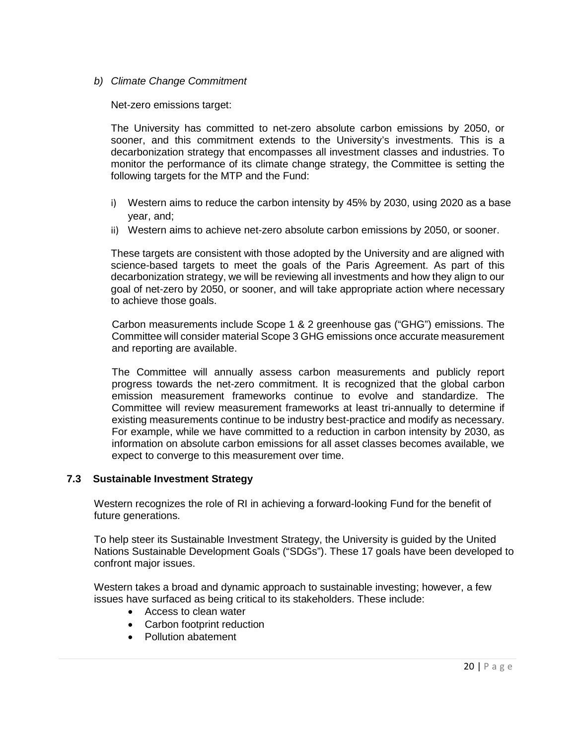*b) Climate Change Commitment*

Net-zero emissions target:

The University has committed to net-zero absolute carbon emissions by 2050, or sooner, and this commitment extends to the University's investments. This is a decarbonization strategy that encompasses all investment classes and industries. To monitor the performance of its climate change strategy, the Committee is setting the following targets for the MTP and the Fund:

i) Western aims to reduce the carbon intensity by 45% by 2030, using 2020 as a base year, and;
ii) Western aims to achieve net-zero absolute carbon emissions by 2050, or sooner.

These targets are consistent with those adopted by the University and are aligned with science-based targets to meet the goals of the Paris Agreement. As part of this decarbonization strategy, we will be reviewing all investments and how they align to our goal of net-zero by 2050, or sooner, and will take appropriate action where necessary to achieve those goals.

Carbon measurements include Scope 1 & 2 greenhouse gas ("GHG") emissions. The Committee will consider material Scope 3 GHG emissions once accurate measurement and reporting are available.

The Committee will annually assess carbon measurements and publicly report progress towards the net-zero commitment. It is recognized that the global carbon emission measurement frameworks continue to evolve and standardize. The Committee will review measurement frameworks at least tri-annually to determine if existing measurements continue to be industry best-practice and modify as necessary. For example, while we have committed to a reduction in carbon intensity by 2030, as information on absolute carbon emissions for all asset classes becomes available, we expect to converge to this measurement over time.

### 7.3 Sustainable Investment Strategy

Western recognizes the role of RI in achieving a forward-looking Fund for the benefit of future generations.

To help steer its Sustainable Investment Strategy, the University is guided by the United Nations Sustainable Development Goals ("SDGs"). These 17 goals have been developed to confront major issues.

Western takes a broad and dynamic approach to sustainable investing; however, a few issues have surfaced as being critical to its stakeholders. These include:

- Access to clean water
- Carbon footprint reduction
- Pollution abatement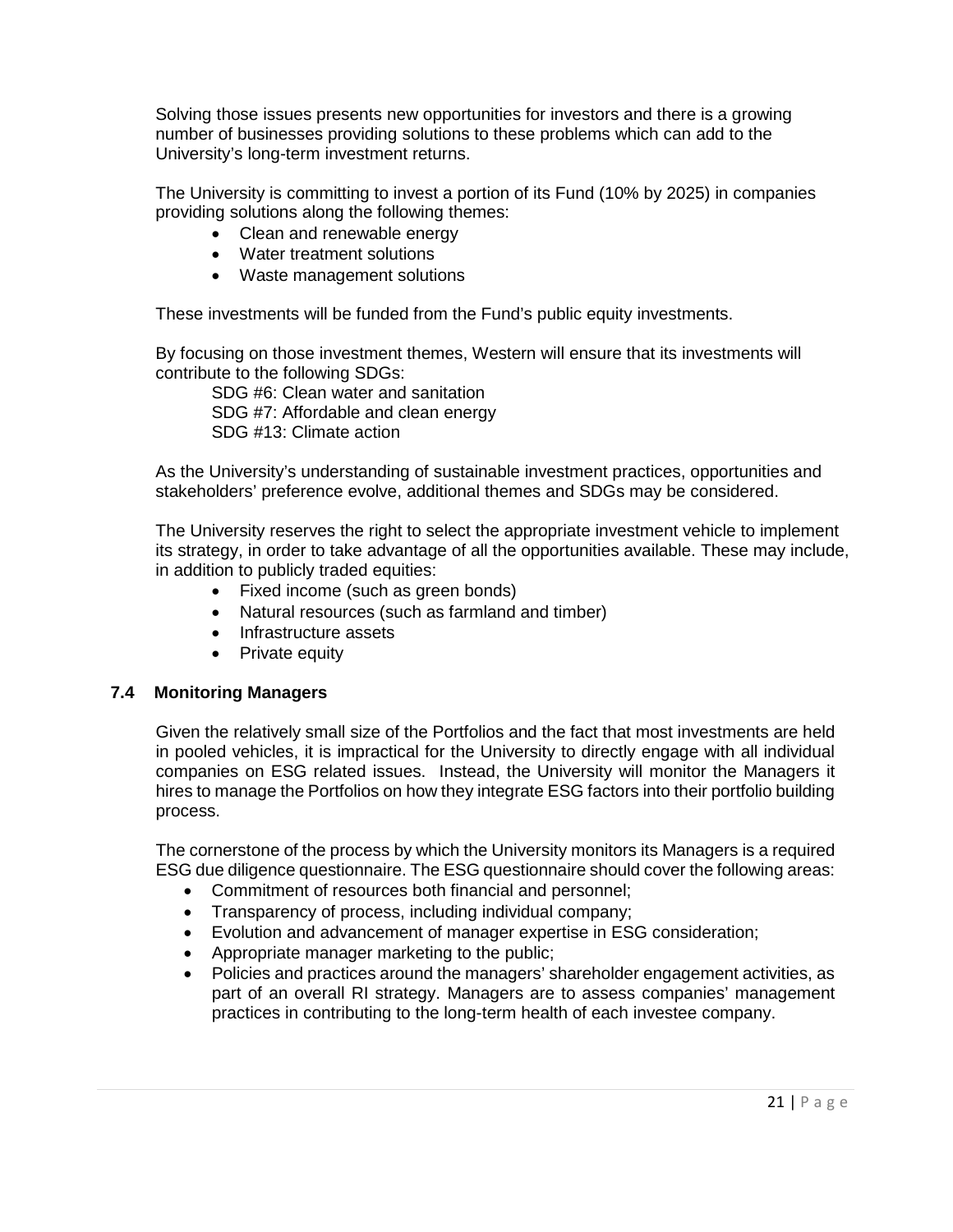Solving those issues presents new opportunities for investors and there is a growing number of businesses providing solutions to these problems which can add to the University's long-term investment returns.

The University is committing to invest a portion of its Fund (10% by 2025) in companies providing solutions along the following themes:

- Clean and renewable energy
- Water treatment solutions
- Waste management solutions

These investments will be funded from the Fund's public equity investments.

By focusing on those investment themes, Western will ensure that its investments will contribute to the following SDGs:

SDG #6: Clean water and sanitation
SDG #7: Affordable and clean energy
SDG #13: Climate action

As the University's understanding of sustainable investment practices, opportunities and stakeholders' preference evolve, additional themes and SDGs may be considered.

The University reserves the right to select the appropriate investment vehicle to implement its strategy, in order to take advantage of all the opportunities available. These may include, in addition to publicly traded equities:

- Fixed income (such as green bonds)
- Natural resources (such as farmland and timber)
- Infrastructure assets
- Private equity

### 7.4 Monitoring Managers

Given the relatively small size of the Portfolios and the fact that most investments are held in pooled vehicles, it is impractical for the University to directly engage with all individual companies on ESG related issues. Instead, the University will monitor the Managers it hires to manage the Portfolios on how they integrate ESG factors into their portfolio building process.

The cornerstone of the process by which the University monitors its Managers is a required ESG due diligence questionnaire. The ESG questionnaire should cover the following areas:

- Commitment of resources both financial and personnel;
- Transparency of process, including individual company;
- Evolution and advancement of manager expertise in ESG consideration;
- Appropriate manager marketing to the public;
- Policies and practices around the managers' shareholder engagement activities, as part of an overall RI strategy. Managers are to assess companies' management practices in contributing to the long-term health of each investee company.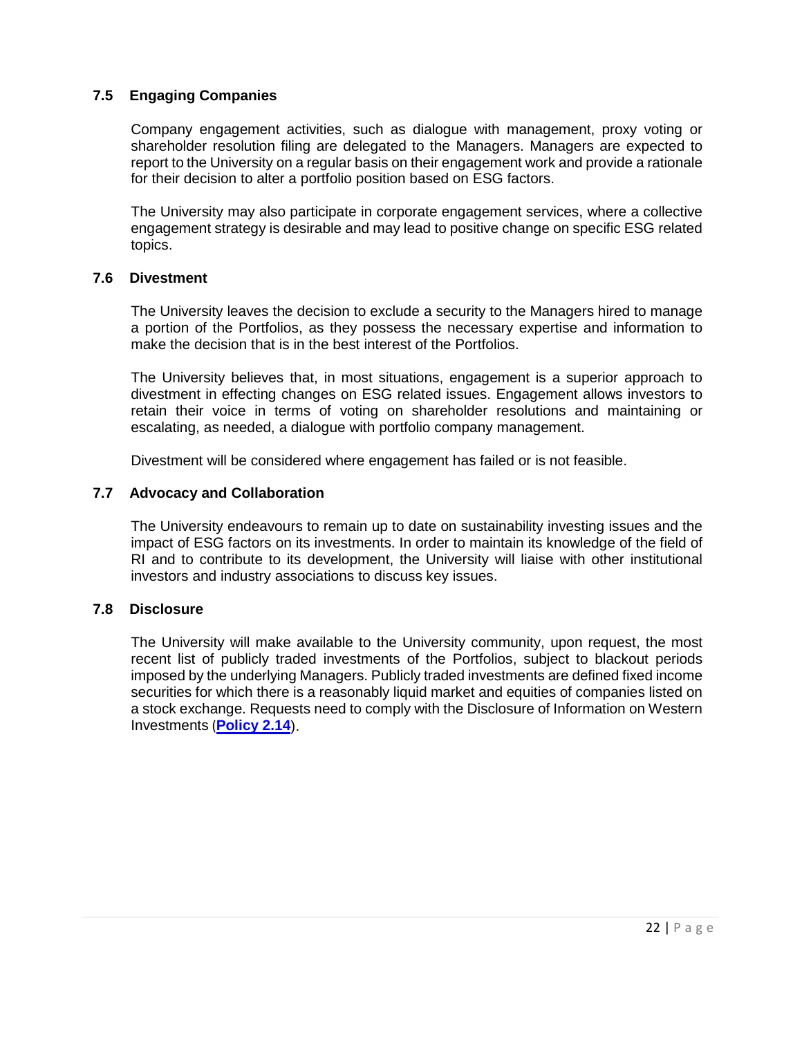### 7.5 Engaging Companies

Company engagement activities, such as dialogue with management, proxy voting or shareholder resolution filing are delegated to the Managers. Managers are expected to report to the University on a regular basis on their engagement work and provide a rationale for their decision to alter a portfolio position based on ESG factors.

The University may also participate in corporate engagement services, where a collective engagement strategy is desirable and may lead to positive change on specific ESG related topics.

### 7.6 Divestment

The University leaves the decision to exclude a security to the Managers hired to manage a portion of the Portfolios, as they possess the necessary expertise and information to make the decision that is in the best interest of the Portfolios.

The University believes that, in most situations, engagement is a superior approach to divestment in effecting changes on ESG related issues. Engagement allows investors to retain their voice in terms of voting on shareholder resolutions and maintaining or escalating, as needed, a dialogue with portfolio company management.

Divestment will be considered where engagement has failed or is not feasible.

### 7.7 Advocacy and Collaboration

The University endeavours to remain up to date on sustainability investing issues and the impact of ESG factors on its investments. In order to maintain its knowledge of the field of RI and to contribute to its development, the University will liaise with other institutional investors and industry associations to discuss key issues.

### 7.8 Disclosure

The University will make available to the University community, upon request, the most recent list of publicly traded investments of the Portfolios, subject to blackout periods imposed by the underlying Managers. Publicly traded investments are defined fixed income securities for which there is a reasonably liquid market and equities of companies listed on a stock exchange. Requests need to comply with the Disclosure of Information on Western Investments (**Policy 2.14**).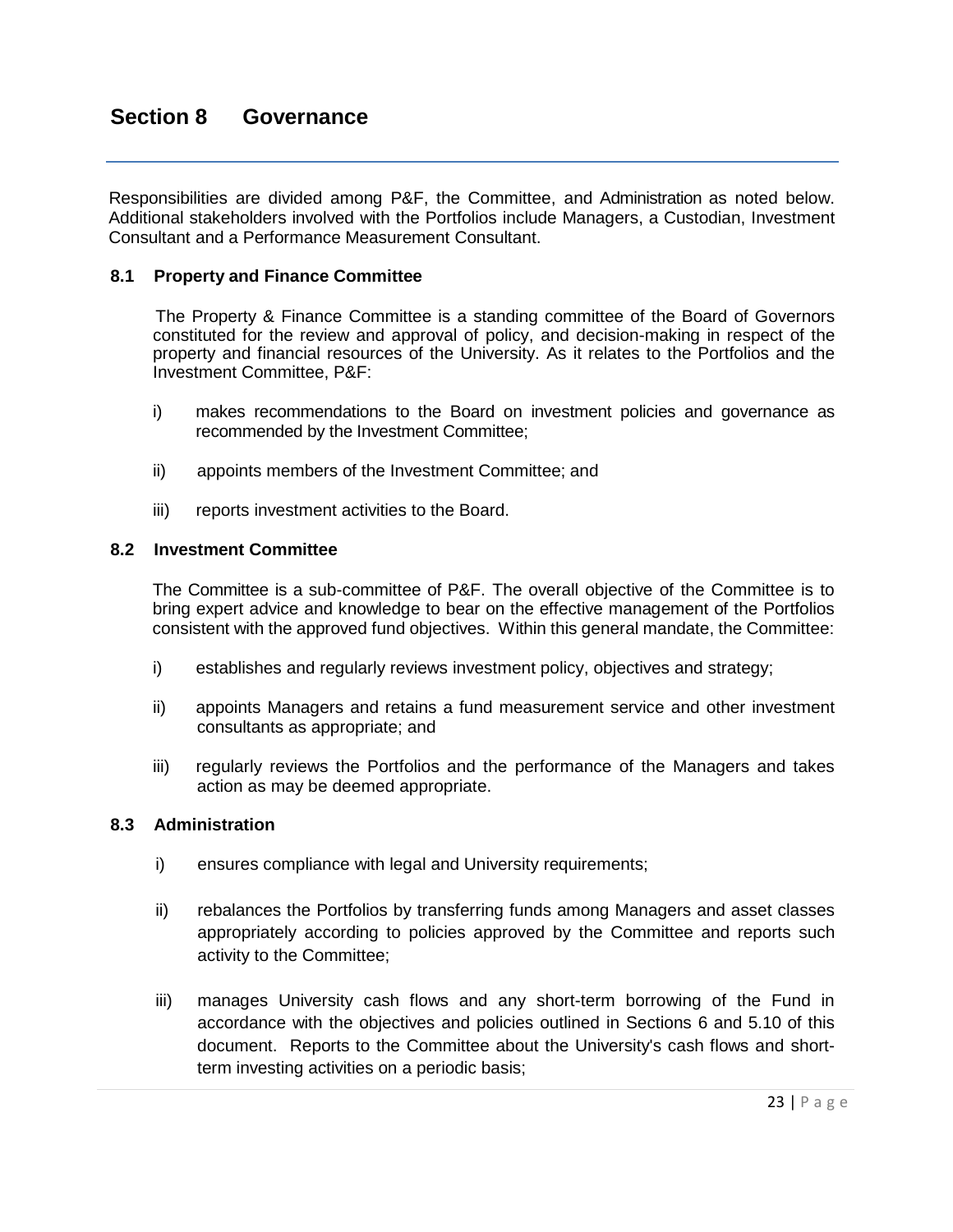# Section 8 Governance

Responsibilities are divided among P&F, the Committee, and Administration as noted below. Additional stakeholders involved with the Portfolios include Managers, a Custodian, Investment Consultant and a Performance Measurement Consultant.

## 8.1 Property and Finance Committee

The Property & Finance Committee is a standing committee of the Board of Governors constituted for the review and approval of policy, and decision-making in respect of the property and financial resources of the University. As it relates to the Portfolios and the Investment Committee, P&F:

i) makes recommendations to the Board on investment policies and governance as recommended by the Investment Committee;

ii) appoints members of the Investment Committee; and

iii) reports investment activities to the Board.

## 8.2 Investment Committee

The Committee is a sub-committee of P&F. The overall objective of the Committee is to bring expert advice and knowledge to bear on the effective management of the Portfolios consistent with the approved fund objectives. Within this general mandate, the Committee:

i) establishes and regularly reviews investment policy, objectives and strategy;

ii) appoints Managers and retains a fund measurement service and other investment consultants as appropriate; and

iii) regularly reviews the Portfolios and the performance of the Managers and takes action as may be deemed appropriate.

## 8.3 Administration

i) ensures compliance with legal and University requirements;

ii) rebalances the Portfolios by transferring funds among Managers and asset classes appropriately according to policies approved by the Committee and reports such activity to the Committee;

iii) manages University cash flows and any short-term borrowing of the Fund in accordance with the objectives and policies outlined in Sections 6 and 5.10 of this document. Reports to the Committee about the University's cash flows and short-term investing activities on a periodic basis;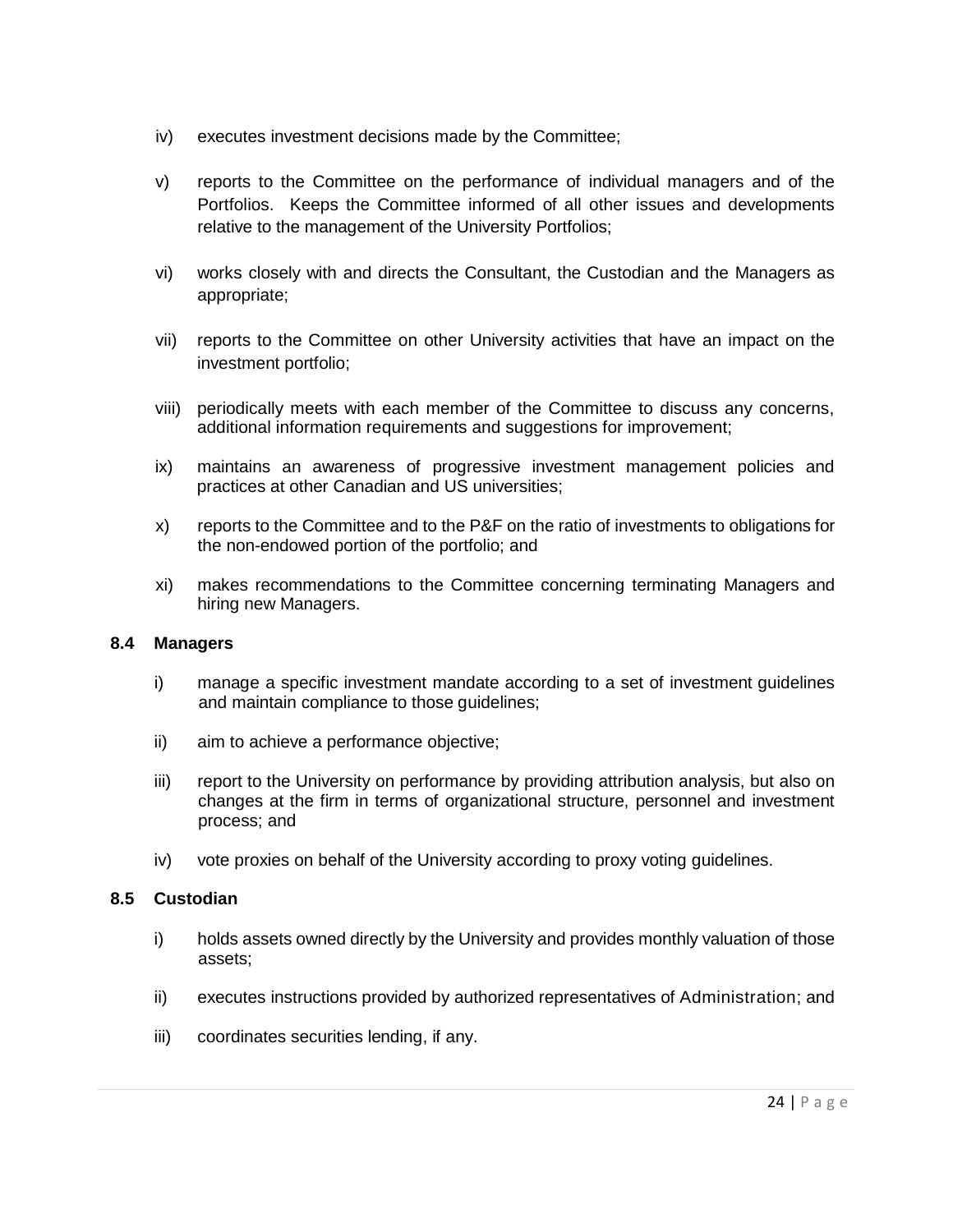iv) executes investment decisions made by the Committee;

v) reports to the Committee on the performance of individual managers and of the Portfolios. Keeps the Committee informed of all other issues and developments relative to the management of the University Portfolios;

vi) works closely with and directs the Consultant, the Custodian and the Managers as appropriate;

vii) reports to the Committee on other University activities that have an impact on the investment portfolio;

viii) periodically meets with each member of the Committee to discuss any concerns, additional information requirements and suggestions for improvement;

ix) maintains an awareness of progressive investment management policies and practices at other Canadian and US universities;

x) reports to the Committee and to the P&F on the ratio of investments to obligations for the non-endowed portion of the portfolio; and

xi) makes recommendations to the Committee concerning terminating Managers and hiring new Managers.

### 8.4 Managers

i) manage a specific investment mandate according to a set of investment guidelines and maintain compliance to those guidelines;

ii) aim to achieve a performance objective;

iii) report to the University on performance by providing attribution analysis, but also on changes at the firm in terms of organizational structure, personnel and investment process; and

iv) vote proxies on behalf of the University according to proxy voting guidelines.

### 8.5 Custodian

i) holds assets owned directly by the University and provides monthly valuation of those assets;

ii) executes instructions provided by authorized representatives of Administration; and

iii) coordinates securities lending, if any.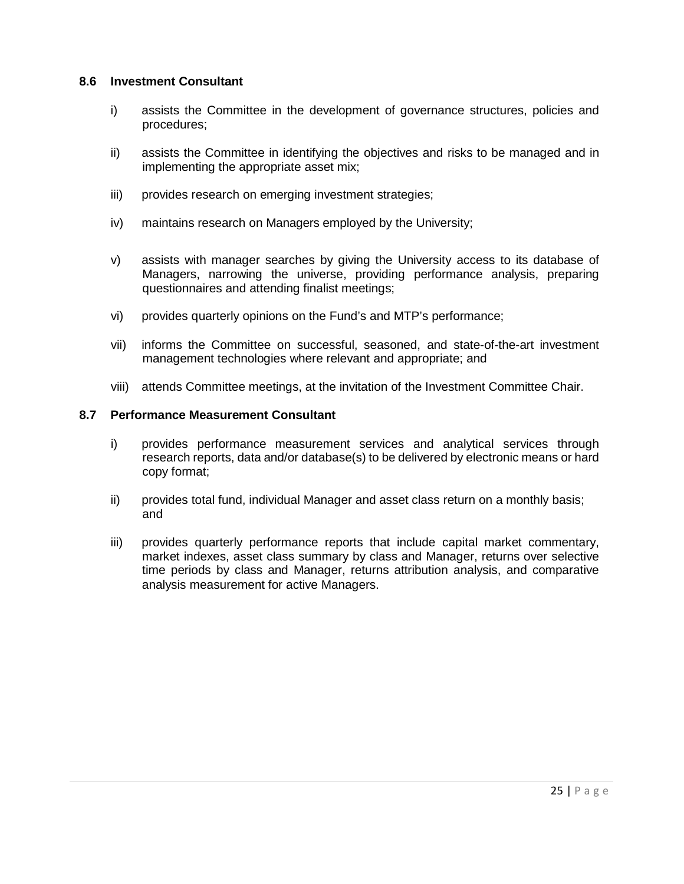### 8.6 Investment Consultant

i) assists the Committee in the development of governance structures, policies and procedures;

ii) assists the Committee in identifying the objectives and risks to be managed and in implementing the appropriate asset mix;

iii) provides research on emerging investment strategies;

iv) maintains research on Managers employed by the University;

v) assists with manager searches by giving the University access to its database of Managers, narrowing the universe, providing performance analysis, preparing questionnaires and attending finalist meetings;

vi) provides quarterly opinions on the Fund's and MTP's performance;

vii) informs the Committee on successful, seasoned, and state-of-the-art investment management technologies where relevant and appropriate; and

viii) attends Committee meetings, at the invitation of the Investment Committee Chair.

### 8.7 Performance Measurement Consultant

i) provides performance measurement services and analytical services through research reports, data and/or database(s) to be delivered by electronic means or hard copy format;

ii) provides total fund, individual Manager and asset class return on a monthly basis; and

iii) provides quarterly performance reports that include capital market commentary, market indexes, asset class summary by class and Manager, returns over selective time periods by class and Manager, returns attribution analysis, and comparative analysis measurement for active Managers.